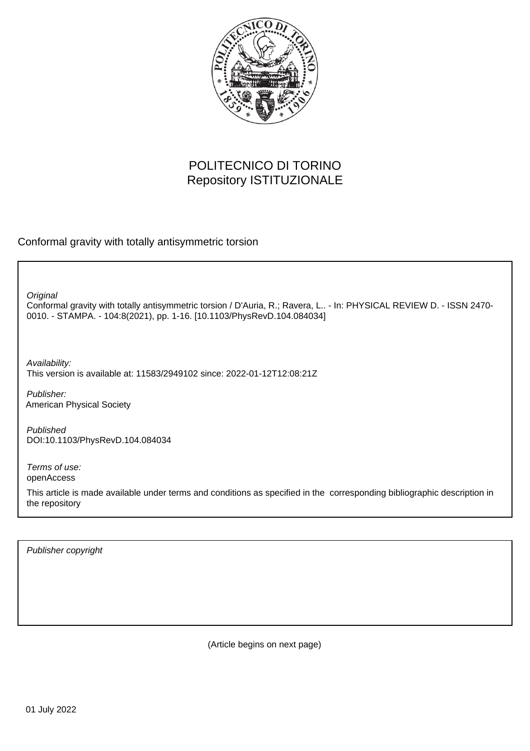POLITECNICO DI TORINO
Repository ISTITUZIONALE

Conformal gravity with totally antisymmetric torsion

*Original*
Conformal gravity with totally antisymmetric torsion / D'Auria, R.; Ravera, L.. - In: PHYSICAL REVIEW D. - ISSN 2470-0010. - STAMPA. - 104:8(2021), pp. 1-16. [10.1103/PhysRevD.104.084034]

*Availability:*
This version is available at: 11583/2949102 since: 2022-01-12T12:08:21Z

*Publisher:*
American Physical Society

*Published*
DOI:10.1103/PhysRevD.104.084034

*Terms of use:*
openAccess

This article is made available under terms and conditions as specified in the corresponding bibliographic description in the repository

*Publisher copyright*

(Article begins on next page)

01 July 2022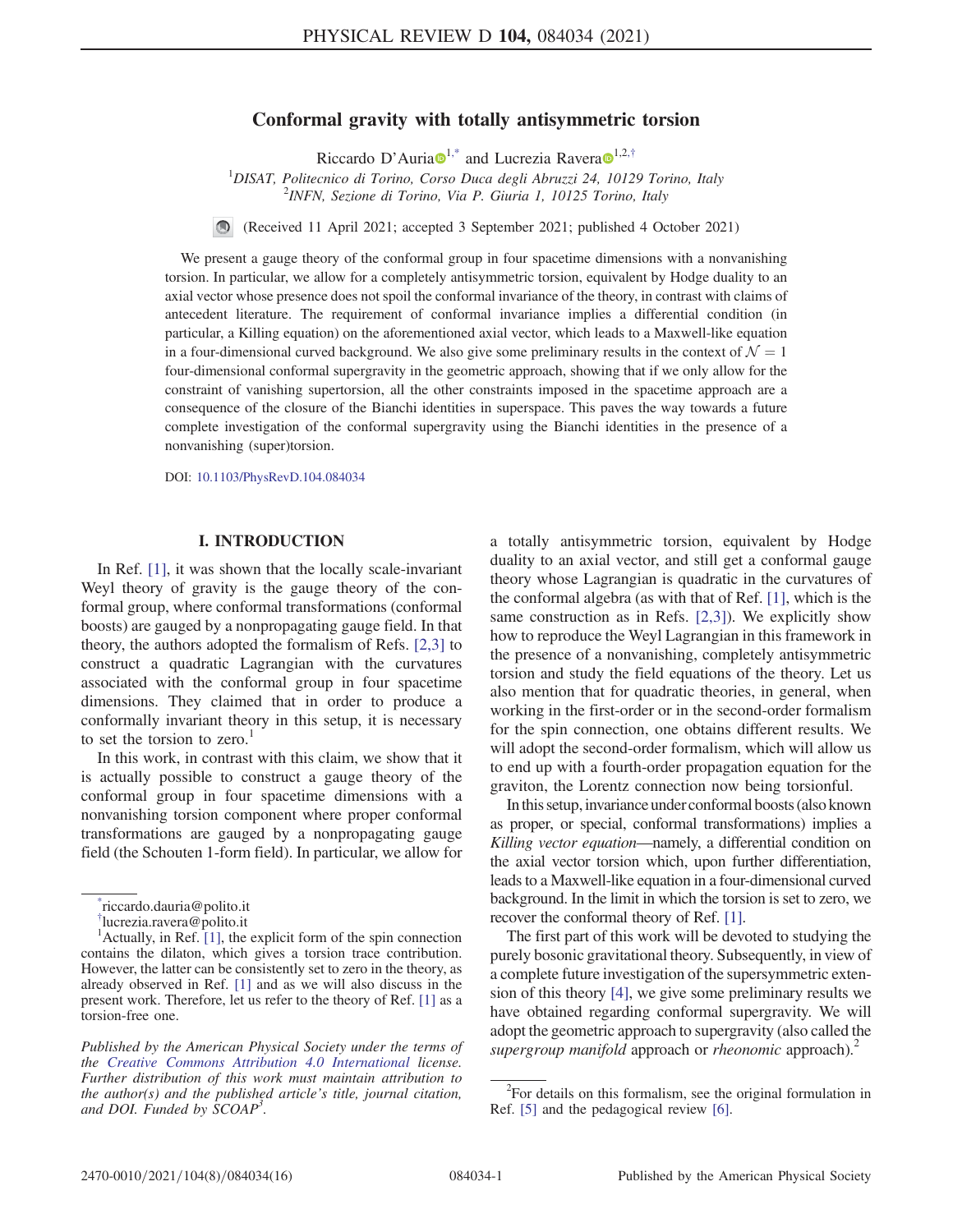# Conformal gravity with totally antisymmetric torsion

Riccardo D'Auria[1,*] and Lucrezia Ravera[1,2,†]

[1]DISAT, Politecnico di Torino, Corso Duca degli Abruzzi 24, 10129 Torino, Italy
[2]INFN, Sezione di Torino, Via P. Giuria 1, 10125 Torino, Italy

(Received 11 April 2021; accepted 3 September 2021; published 4 October 2021)

We present a gauge theory of the conformal group in four spacetime dimensions with a nonvanishing torsion. In particular, we allow for a completely antisymmetric torsion, equivalent by Hodge duality to an axial vector whose presence does not spoil the conformal invariance of the theory, in contrast with claims of antecedent literature. The requirement of conformal invariance implies a differential condition (in particular, a Killing equation) on the aforementioned axial vector, which leads to a Maxwell-like equation in a four-dimensional curved background. We also give some preliminary results in the context of $\mathcal{N}=1$ four-dimensional conformal supergravity in the geometric approach, showing that if we only allow for the constraint of vanishing supertorsion, all the other constraints imposed in the spacetime approach are a consequence of the closure of the Bianchi identities in superspace. This paves the way towards a future complete investigation of the conformal supergravity using the Bianchi identities in the presence of a nonvanishing (super)torsion.

DOI: 10.1103/PhysRevD.104.084034

## I. INTRODUCTION

In Ref. [1], it was shown that the locally scale-invariant Weyl theory of gravity is the gauge theory of the conformal group, where conformal transformations (conformal boosts) are gauged by a nonpropagating gauge field. In that theory, the authors adopted the formalism of Refs. [2,3] to construct a quadratic Lagrangian with the curvatures associated with the conformal group in four spacetime dimensions. They claimed that in order to produce a conformally invariant theory in this setup, it is necessary to set the torsion to zero.[1]

In this work, in contrast with this claim, we show that it is actually possible to construct a gauge theory of the conformal group in four spacetime dimensions with a nonvanishing torsion component where proper conformal transformations are gauged by a nonpropagating gauge field (the Schouten 1-form field). In particular, we allow for a totally antisymmetric torsion, equivalent by Hodge duality to an axial vector, and still get a conformal gauge theory whose Lagrangian is quadratic in the curvatures of the conformal algebra (as with that of Ref. [1], which is the same construction as in Refs. [2,3]). We explicitly show how to reproduce the Weyl Lagrangian in this framework in the presence of a nonvanishing, completely antisymmetric torsion and study the field equations of the theory. Let us also mention that for quadratic theories, in general, when working in the first-order or in the second-order formalism for the spin connection, one obtains different results. We will adopt the second-order formalism, which will allow us to end up with a fourth-order propagation equation for the graviton, the Lorentz connection now being torsionful.

In this setup, invariance under conformal boosts (also known as proper, or special, conformal transformations) implies a *Killing vector equation*—namely, a differential condition on the axial vector torsion which, upon further differentiation, leads to a Maxwell-like equation in a four-dimensional curved background. In the limit in which the torsion is set to zero, we recover the conformal theory of Ref. [1].

The first part of this work will be devoted to studying the purely bosonic gravitational theory. Subsequently, in view of a complete future investigation of the supersymmetric extension of this theory [4], we give some preliminary results we have obtained regarding conformal supergravity. We will adopt the geometric approach to supergravity (also called the *supergroup manifold* approach or *rheonomic* approach).[2]

---

[*]riccardo.dauria@polito.it
[†]lucrezia.ravera@polito.it
[1]Actually, in Ref. [1], the explicit form of the spin connection contains the dilaton, which gives a torsion trace contribution. However, the latter can be consistently set to zero in the theory, as already observed in Ref. [1] and as we will also discuss in the present work. Therefore, let us refer to the theory of Ref. [1] as a torsion-free one.

*Published by the American Physical Society under the terms of the Creative Commons Attribution 4.0 International license. Further distribution of this work must maintain attribution to the author(s) and the published article's title, journal citation, and DOI. Funded by SCOAP[3].*

[2]For details on this formalism, see the original formulation in Ref. [5] and the pedagogical review [6].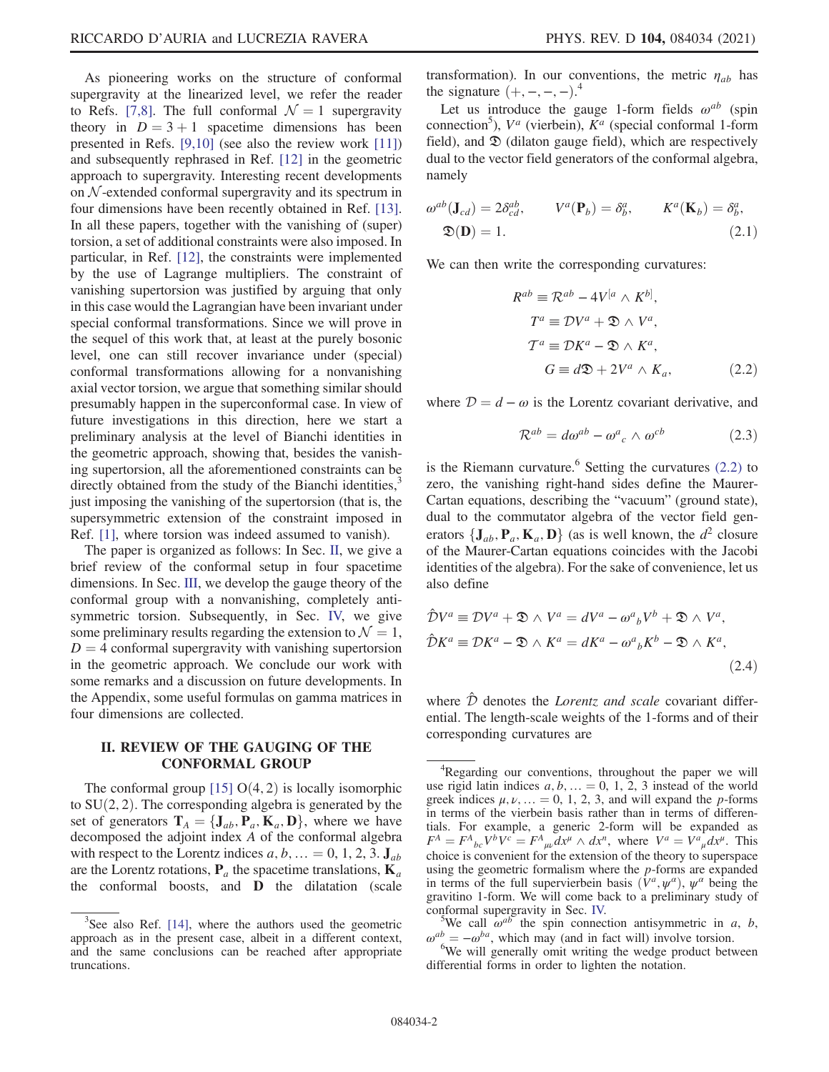As pioneering works on the structure of conformal supergravity at the linearized level, we refer the reader to Refs. [7,8]. The full conformal $\mathcal{N}=1$ supergravity theory in $D=3+1$ spacetime dimensions has been presented in Refs. [9,10] (see also the review work [11]) and subsequently rephrased in Ref. [12] in the geometric approach to supergravity. Interesting recent developments on $\mathcal{N}$-extended conformal supergravity and its spectrum in four dimensions have been recently obtained in Ref. [13]. In all these papers, together with the vanishing of (super) torsion, a set of additional constraints were also imposed. In particular, in Ref. [12], the constraints were implemented by the use of Lagrange multipliers. The constraint of vanishing supertorsion was justified by arguing that only in this case would the Lagrangian have been invariant under special conformal transformations. Since we will prove in the sequel of this work that, at least at the purely bosonic level, one can still recover invariance under (special) conformal transformations allowing for a nonvanishing axial vector torsion, we argue that something similar should presumably happen in the superconformal case. In view of future investigations in this direction, here we start a preliminary analysis at the level of Bianchi identities in the geometric approach, showing that, besides the vanishing supertorsion, all the aforementioned constraints can be directly obtained from the study of the Bianchi identities,[3] just imposing the vanishing of the supertorsion (that is, the supersymmetric extension of the constraint imposed in Ref. [1], where torsion was indeed assumed to vanish).

The paper is organized as follows: In Sec. II, we give a brief review of the conformal setup in four spacetime dimensions. In Sec. III, we develop the gauge theory of the conformal group with a nonvanishing, completely antisymmetric torsion. Subsequently, in Sec. IV, we give some preliminary results regarding the extension to $\mathcal{N}=1$, $D=4$ conformal supergravity with vanishing supertorsion in the geometric approach. We conclude our work with some remarks and a discussion on future developments. In the Appendix, some useful formulas on gamma matrices in four dimensions are collected.

## II. REVIEW OF THE GAUGING OF THE CONFORMAL GROUP

The conformal group [15] $\mathrm{O}(4,2)$ is locally isomorphic to $\mathrm{SU}(2,2)$. The corresponding algebra is generated by the set of generators $\mathbf{T}_A = \{\mathbf{J}_{ab}, \mathbf{P}_a, \mathbf{K}_a, \mathbf{D}\}$, where we have decomposed the adjoint index $A$ of the conformal algebra with respect to the Lorentz indices $a, b, \ldots = 0, 1, 2, 3$. $\mathbf{J}_{ab}$ are the Lorentz rotations, $\mathbf{P}_a$ the spacetime translations, $\mathbf{K}_a$ the conformal boosts, and $\mathbf{D}$ the dilatation (scale transformation). In our conventions, the metric $\eta_{ab}$ has the signature $(+,-,-,-)$.[4]

Let us introduce the gauge 1-form fields $\omega^{ab}$ (spin connection[5]), $V^a$ (vierbein), $K^a$ (special conformal 1-form field), and $\mathfrak{D}$ (dilaton gauge field), which are respectively dual to the vector field generators of the conformal algebra, namely

$$\omega^{ab}(\mathbf{J}_{cd}) = 2\delta^{ab}_{cd}, \qquad V^a(\mathbf{P}_b) = \delta^a_b, \qquad K^a(\mathbf{K}_b) = \delta^a_b,$$
$$\mathfrak{D}(\mathbf{D}) = 1. \tag{2.1}$$

We can then write the corresponding curvatures:

$$\begin{aligned}
R^{ab} &\equiv \mathcal{R}^{ab} - 4V^{[a} \wedge K^{b]}, \\
T^a &\equiv \mathcal{D}V^a + \mathfrak{D} \wedge V^a, \\
\mathcal{T}^a &\equiv \mathcal{D}K^a - \mathfrak{D} \wedge K^a, \\
G &\equiv d\mathfrak{D} + 2V^a \wedge K_a,
\end{aligned} \tag{2.2}$$

where $\mathcal{D} = d - \omega$ is the Lorentz covariant derivative, and

$$\mathcal{R}^{ab} = d\omega^{ab} - \omega^a{}_c \wedge \omega^{cb} \tag{2.3}$$

is the Riemann curvature.[6] Setting the curvatures (2.2) to zero, the vanishing right-hand sides define the Maurer-Cartan equations, describing the "vacuum" (ground state), dual to the commutator algebra of the vector field generators $\{\mathbf{J}_{ab}, \mathbf{P}_a, \mathbf{K}_a, \mathbf{D}\}$ (as is well known, the $d^2$ closure of the Maurer-Cartan equations coincides with the Jacobi identities of the algebra). For the sake of convenience, let us also define

$$\begin{aligned}
\hat{\mathcal{D}}V^a &\equiv \mathcal{D}V^a + \mathfrak{D} \wedge V^a = dV^a - \omega^a{}_b V^b + \mathfrak{D} \wedge V^a, \\
\hat{\mathcal{D}}K^a &\equiv \mathcal{D}K^a - \mathfrak{D} \wedge K^a = dK^a - \omega^a{}_b K^b - \mathfrak{D} \wedge K^a,
\end{aligned} \tag{2.4}$$

where $\hat{\mathcal{D}}$ denotes the *Lorentz and scale* covariant differential. The length-scale weights of the 1-forms and of their corresponding curvatures are

---

[3] See also Ref. [14], where the authors used the geometric approach as in the present case, albeit in a different context, and the same conclusions can be reached after appropriate truncations.

[4] Regarding our conventions, throughout the paper we will use rigid latin indices $a, b, \ldots = 0, 1, 2, 3$ instead of the world greek indices $\mu, \nu, \ldots = 0, 1, 2, 3$, and will expand the $p$-forms in terms of the vierbein basis rather than in terms of differentials. For example, a generic 2-form will be expanded as $F^A = F^A{}_{bc} V^b V^c = F^A{}_{\mu\nu} dx^\mu \wedge dx^n$, where $V^a = V^a{}_\mu dx^\mu$. This choice is convenient for the extension of the theory to superspace using the geometric formalism where the $p$-forms are expanded in terms of the full supervierbein basis $(V^a, \psi^\alpha)$, $\psi^\alpha$ being the gravitino 1-form. We will come back to a preliminary study of conformal supergravity in Sec. IV.

[5] We call $\omega^{ab}$ the spin connection antisymmetric in $a$, $b$, $\omega^{ab} = -\omega^{ba}$, which may (and in fact will) involve torsion.

[6] We will generally omit writing the wedge product between differential forms in order to lighten the notation.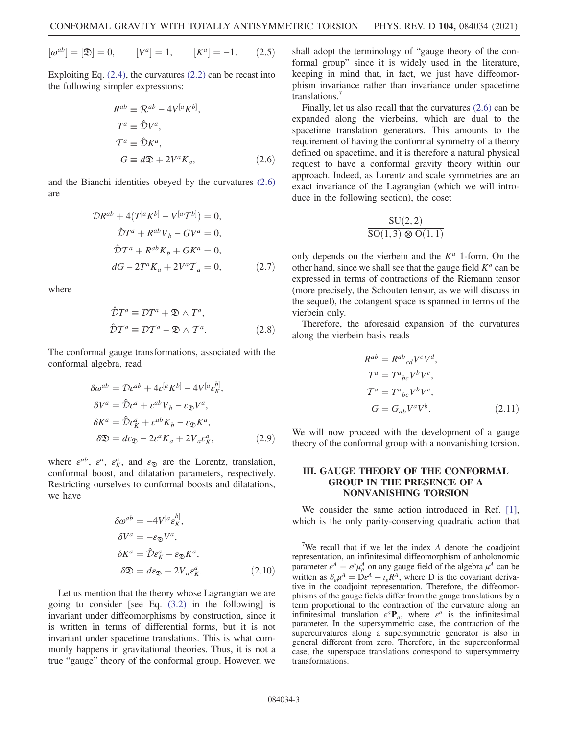$$
[\omega^{ab}] = [\mathfrak{D}] = 0, \qquad [V^a] = 1, \qquad [K^a] = -1. \tag{2.5}
$$

Exploiting Eq. (2.4), the curvatures (2.2) can be recast into the following simpler expressions:

$$
\begin{aligned}
R^{ab} &\equiv \mathcal{R}^{ab} - 4V^{[a}K^{b]}, \\
T^a &\equiv \hat{\mathcal{D}}V^a, \\
\mathcal{T}^a &\equiv \hat{\mathcal{D}}K^a, \\
G &\equiv d\mathfrak{D} + 2V^a K_a,
\end{aligned} \tag{2.6}
$$

and the Bianchi identities obeyed by the curvatures (2.6) are

$$
\begin{aligned}
\mathcal{D}R^{ab} + 4(T^{[a}K^{b]} - V^{[a}\mathcal{T}^{b]}) &= 0, \\
\hat{\mathcal{D}}T^a + R^{ab}V_b - GV^a &= 0, \\
\hat{\mathcal{D}}\mathcal{T}^a + R^{ab}K_b + GK^a &= 0, \\
dG - 2T^a K_a + 2V^a \mathcal{T}_a &= 0,
\end{aligned} \tag{2.7}
$$

where

$$
\begin{aligned}
\hat{\mathcal{D}}T^a &\equiv \mathcal{D}T^a + \mathfrak{D} \wedge T^a, \\
\hat{\mathcal{D}}\mathcal{T}^a &\equiv \mathcal{D}\mathcal{T}^a - \mathfrak{D} \wedge \mathcal{T}^a.
\end{aligned} \tag{2.8}
$$

The conformal gauge transformations, associated with the conformal algebra, read

$$
\begin{aligned}
\delta\omega^{ab} &= \mathcal{D}\varepsilon^{ab} + 4\varepsilon^{[a}K^{b]} - 4V^{[a}\varepsilon_K^{b]}, \\
\delta V^a &= \hat{\mathcal{D}}\varepsilon^a + \varepsilon^{ab}V_b - \varepsilon_{\mathfrak{D}}V^a, \\
\delta K^a &= \hat{\mathcal{D}}\varepsilon_K^a + \varepsilon^{ab}K_b - \varepsilon_{\mathfrak{D}}K^a, \\
\delta\mathfrak{D} &= d\varepsilon_{\mathfrak{D}} - 2\varepsilon^a K_a + 2V_a\varepsilon_K^a,
\end{aligned} \tag{2.9}
$$

where $\varepsilon^{ab}$, $\varepsilon^a$, $\varepsilon_K^a$, and $\varepsilon_{\mathfrak{D}}$ are the Lorentz, translation, conformal boost, and dilatation parameters, respectively. Restricting ourselves to conformal boosts and dilatations, we have

$$
\begin{aligned}
\delta\omega^{ab} &= -4V^{[a}\varepsilon_K^{b]}, \\
\delta V^a &= -\varepsilon_{\mathfrak{D}}V^a, \\
\delta K^a &= \hat{\mathcal{D}}\varepsilon_K^a - \varepsilon_{\mathfrak{D}}K^a, \\
\delta\mathfrak{D} &= d\varepsilon_{\mathfrak{D}} + 2V_a\varepsilon_K^a.
\end{aligned} \tag{2.10}
$$

Let us mention that the theory whose Lagrangian we are going to consider [see Eq. (3.2) in the following] is invariant under diffeomorphisms by construction, since it is written in terms of differential forms, but it is not invariant under spacetime translations. This is what commonly happens in gravitational theories. Thus, it is not a true "gauge" theory of the conformal group. However, we shall adopt the terminology of "gauge theory of the conformal group" since it is widely used in the literature, keeping in mind that, in fact, we just have diffeomorphism invariance rather than invariance under spacetime translations.[7]

Finally, let us also recall that the curvatures (2.6) can be expanded along the vierbeins, which are dual to the spacetime translation generators. This amounts to the requirement of having the conformal symmetry of a theory defined on spacetime, and it is therefore a natural physical request to have a conformal gravity theory within our approach. Indeed, as Lorentz and scale symmetries are an exact invariance of the Lagrangian (which we will introduce in the following section), the coset

$$
\frac{\mathrm{SU}(2,2)}{\mathrm{SO}(1,3) \otimes \mathrm{O}(1,1)}
$$

only depends on the vierbein and the $K^a$ 1-form. On the other hand, since we shall see that the gauge field $K^a$ can be expressed in terms of contractions of the Riemann tensor (more precisely, the Schouten tensor, as we will discuss in the sequel), the cotangent space is spanned in terms of the vierbein only.

Therefore, the aforesaid expansion of the curvatures along the vierbein basis reads

$$
\begin{aligned}
R^{ab} &= R^{ab}{}_{cd}V^c V^d, \\
T^a &= T^a{}_{bc}V^b V^c, \\
\mathcal{T}^a &= T^a{}_{bc}V^b V^c, \\
G &= G_{ab}V^a V^b.
\end{aligned} \tag{2.11}
$$

We will now proceed with the development of a gauge theory of the conformal group with a nonvanishing torsion.

## III. GAUGE THEORY OF THE CONFORMAL GROUP IN THE PRESENCE OF A NONVANISHING TORSION

We consider the same action introduced in Ref. [1], which is the only parity-conserving quadratic action that

---

[7] We recall that if we let the index $A$ denote the coadjoint representation, an infinitesimal diffeomorphism of anholonomic parameter $\varepsilon^A = \varepsilon^\rho \mu_\rho^A$ on any gauge field of the algebra $\mu^A$ can be written as $\delta_\varepsilon \mu^A = \mathrm{D}\varepsilon^A + \iota_\varepsilon R^A$, where D is the covariant derivative in the coadjoint representation. Therefore, the diffeomorphisms of the gauge fields differ from the gauge translations by a term proportional to the contraction of the curvature along an infinitesimal translation $\varepsilon^a \mathbf{P}_a$, where $\varepsilon^a$ is the infinitesimal parameter. In the supersymmetric case, the contraction of the supercurvatures along a supersymmetric generator is also in general different from zero. Therefore, in the superconformal case, the superspace translations correspond to supersymmetry transformations.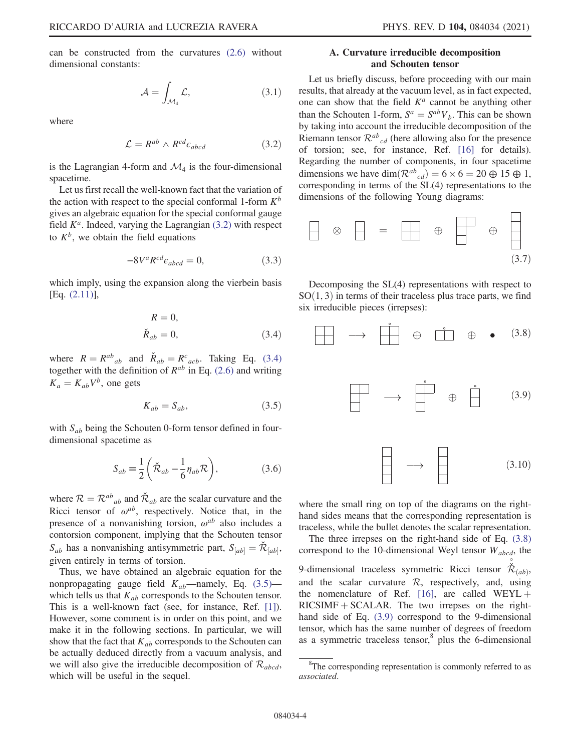can be constructed from the curvatures (2.6) without dimensional constants:

$$
\mathcal{A} = \int_{\mathcal{M}_4} \mathcal{L}, \tag{3.1}
$$

where

$$
\mathcal{L} = R^{ab} \wedge R^{cd} \epsilon_{abcd} \tag{3.2}
$$

is the Lagrangian 4-form and $\mathcal{M}_4$ is the four-dimensional spacetime.

Let us first recall the well-known fact that the variation of the action with respect to the special conformal 1-form $K^b$ gives an algebraic equation for the special conformal gauge field $K^a$. Indeed, varying the Lagrangian (3.2) with respect to $K^b$, we obtain the field equations

$$
-8V^a R^{cd} \epsilon_{abcd} = 0, \tag{3.3}
$$

which imply, using the expansion along the vierbein basis [Eq. (2.11)],

$$
\begin{aligned}
R &= 0, \\
\check{R}_{ab} &= 0,
\end{aligned} \tag{3.4}
$$

where $R = R^{ab}{}_{ab}$ and $\check{R}_{ab} = R^{c}{}_{acb}$. Taking Eq. (3.4) together with the definition of $R^{ab}$ in Eq. (2.6) and writing $K_a = K_{ab} V^b$, one gets

$$
K_{ab} = S_{ab}, \tag{3.5}
$$

with $S_{ab}$ being the Schouten 0-form tensor defined in four-dimensional spacetime as

$$
S_{ab} \equiv \frac{1}{2}\left( \check{\mathcal{R}}_{ab} - \frac{1}{6} \eta_{ab} \mathcal{R} \right), \tag{3.6}
$$

where $\mathcal{R} = \mathcal{R}^{ab}{}_{ab}$ and $\check{\mathcal{R}}_{ab}$ are the scalar curvature and the Ricci tensor of $\omega^{ab}$, respectively. Notice that, in the presence of a nonvanishing torsion, $\omega^{ab}$ also includes a contorsion component, implying that the Schouten tensor $S_{ab}$ has a nonvanishing antisymmetric part, $S_{[ab]} = \check{\mathcal{R}}_{[ab]}$, given entirely in terms of torsion.

Thus, we have obtained an algebraic equation for the nonpropagating gauge field $K_{ab}$—namely, Eq. (3.5)—which tells us that $K_{ab}$ corresponds to the Schouten tensor. This is a well-known fact (see, for instance, Ref. [1]). However, some comment is in order on this point, and we make it in the following sections. In particular, we will show that the fact that $K_{ab}$ corresponds to the Schouten can be actually deduced directly from a vacuum analysis, and we will also give the irreducible decomposition of $\mathcal{R}_{abcd}$, which will be useful in the sequel.

### A. Curvature irreducible decomposition and Schouten tensor

Let us briefly discuss, before proceeding with our main results, that already at the vacuum level, as in fact expected, one can show that the field $K^a$ cannot be anything other than the Schouten 1-form, $S^a = S^{ab} V_b$. This can be shown by taking into account the irreducible decomposition of the Riemann tensor $\mathcal{R}^{ab}{}_{cd}$ (here allowing also for the presence of torsion; see, for instance, Ref. [16] for details). Regarding the number of components, in four spacetime dimensions we have $\dim(\mathcal{R}^{ab}{}_{cd}) = 6 \times 6 = 20 \oplus 15 \oplus 1$, corresponding in terms of the SL(4) representations to the dimensions of the following Young diagrams:

$$
\begin{array}{|c|}\hline \ \\ \hline \ \\ \hline \end{array} \otimes \begin{array}{|c|}\hline \ \\ \hline \ \\ \hline \end{array} = \begin{array}{|c|c|}\hline \ & \ \\ \hline \ & \ \\ \hline \end{array} \oplus \begin{array}{|c|c|}\hline \ & \ \\ \hline \ & \multicolumn{1}{c}{} \\ \cline{1-1} \ & \multicolumn{1}{c}{} \\ \cline{1-1} \end{array} \oplus \begin{array}{|c|}\hline \ \\ \hline \ \\ \hline \ \\ \hline \ \\ \hline \end{array} \tag{3.7}
$$

Decomposing the SL(4) representations with respect to SO(1, 3) in terms of their traceless plus trace parts, we find six irreducible pieces (irrepses):

$$
\begin{array}{|c|c|}\hline \ & \ \\ \hline \ & \ \\ \hline \end{array} \longrightarrow \overset{\circ}{\begin{array}{|c|c|}\hline \ & \ \\ \hline \ & \ \\ \hline \end{array}} \oplus \overset{\circ}{\begin{array}{|c|c|}\hline \ & \ \\ \hline \end{array}} \oplus \bullet \tag{3.8}
$$

$$
\begin{array}{|c|c|}\hline \ & \ \\ \hline \ & \multicolumn{1}{c}{} \\ \cline{1-1} \ & \multicolumn{1}{c}{} \\ \cline{1-1} \end{array} \longrightarrow \overset{\circ}{\begin{array}{|c|c|}\hline \ & \ \\ \hline \ & \multicolumn{1}{c}{} \\ \cline{1-1} \ & \multicolumn{1}{c}{} \\ \cline{1-1} \end{array}} \oplus \overset{\circ}{\begin{array}{|c|}\hline \ \\ \hline \ \\ \hline \end{array}} \tag{3.9}
$$

$$
\begin{array}{|c|}\hline \ \\ \hline \ \\ \hline \ \\ \hline \ \\ \hline \end{array} \longrightarrow \begin{array}{|c|}\hline \ \\ \hline \ \\ \hline \ \\ \hline \ \\ \hline \end{array} \tag{3.10}
$$

where the small ring on top of the diagrams on the right-hand sides means that the corresponding representation is traceless, while the bullet denotes the scalar representation.

The three irrepses on the right-hand side of Eq. (3.8) correspond to the 10-dimensional Weyl tensor $W_{abcd}$, the 9-dimensional traceless symmetric Ricci tensor $\overset{\circ}{\check{\mathcal{R}}}_{(ab)}$, and the scalar curvature $\mathcal{R}$, respectively, and, using the nomenclature of Ref. [16], are called WEYL + RICSIMF + SCALAR. The two irrepses on the right-hand side of Eq. (3.9) correspond to the 9-dimensional tensor, which has the same number of degrees of freedom as a symmetric traceless tensor,[8] plus the 6-dimensional

[8] The corresponding representation is commonly referred to as *associated*.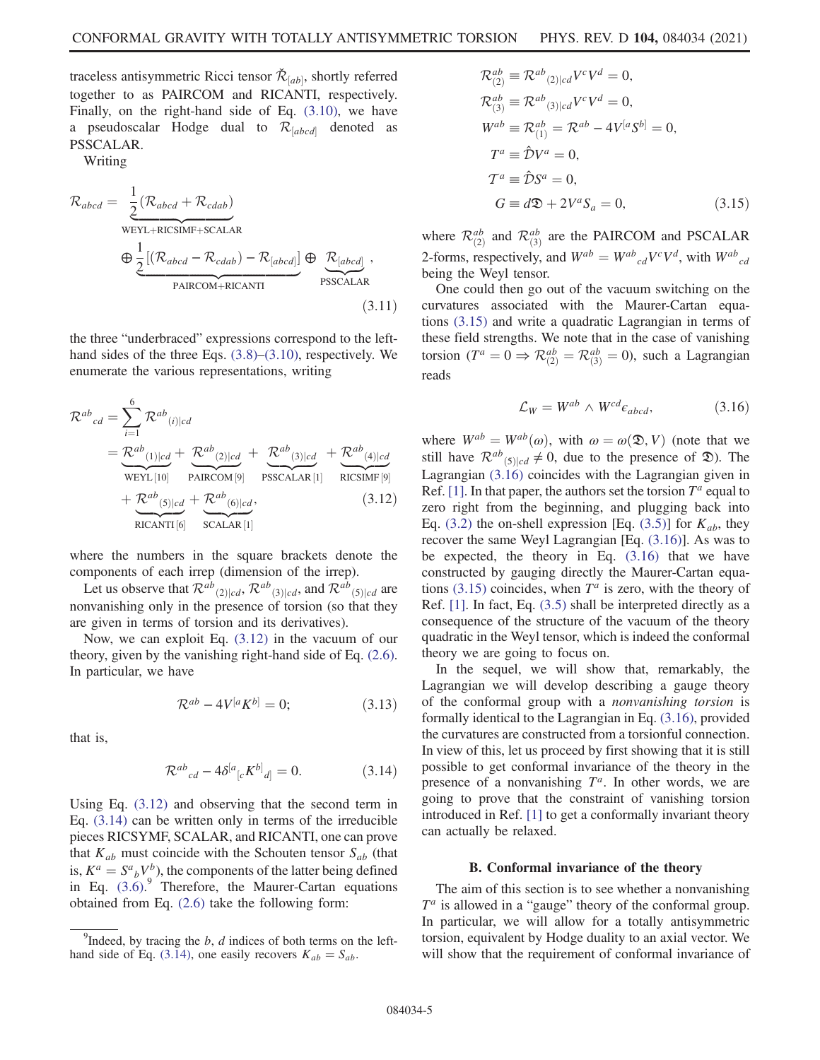traceless antisymmetric Ricci tensor $\check{\mathcal{R}}_{[ab]}$, shortly referred together to as PAIRCOM and RICANTI, respectively. Finally, on the right-hand side of Eq. (3.10), we have a pseudoscalar Hodge dual to $\mathcal{R}_{[abcd]}$ denoted as PSSCALAR.

Writing

$$\mathcal{R}_{abcd} = \underbrace{\frac{1}{2}(\mathcal{R}_{abcd} + \mathcal{R}_{cdab})}_{\text{WEYL+RICSIMF+SCALAR}} \oplus \underbrace{\frac{1}{2}[(\mathcal{R}_{abcd} - \mathcal{R}_{cdab}) - \mathcal{R}_{[abcd]}]}_{\text{PAIRCOM+RICANTI}} \oplus \underbrace{\mathcal{R}_{[abcd]}}_{\text{PSSCALAR}}, \tag{3.11}$$

the three "underbraced" expressions correspond to the left-hand sides of the three Eqs. (3.8)–(3.10), respectively. We enumerate the various representations, writing

$$\begin{aligned}\mathcal{R}^{ab}{}_{cd} &= \sum_{i=1}^{6} \mathcal{R}^{ab}{}_{(i)|cd} \\ &= \underbrace{\mathcal{R}^{ab}{}_{(1)|cd}}_{\text{WEYL}\,[10]} + \underbrace{\mathcal{R}^{ab}{}_{(2)|cd}}_{\text{PAIRCOM}\,[9]} + \underbrace{\mathcal{R}^{ab}{}_{(3)|cd}}_{\text{PSSCALAR}\,[1]} + \underbrace{\mathcal{R}^{ab}{}_{(4)|cd}}_{\text{RICSIMF}\,[9]} \\ &\quad + \underbrace{\mathcal{R}^{ab}{}_{(5)|cd}}_{\text{RICANTI}\,[6]} + \underbrace{\mathcal{R}^{ab}{}_{(6)|cd}}_{\text{SCALAR}\,[1]},\end{aligned} \tag{3.12}$$

where the numbers in the square brackets denote the components of each irrep (dimension of the irrep).

Let us observe that $\mathcal{R}^{ab}{}_{(2)|cd}$, $\mathcal{R}^{ab}{}_{(3)|cd}$, and $\mathcal{R}^{ab}{}_{(5)|cd}$ are nonvanishing only in the presence of torsion (so that they are given in terms of torsion and its derivatives).

Now, we can exploit Eq. (3.12) in the vacuum of our theory, given by the vanishing right-hand side of Eq. (2.6). In particular, we have

$$\mathcal{R}^{ab} - 4V^{[a}K^{b]} = 0; \tag{3.13}$$

that is,

$$\mathcal{R}^{ab}{}_{cd} - 4\delta^{[a}{}_{[c}K^{b]}{}_{d]} = 0. \tag{3.14}$$

Using Eq. (3.12) and observing that the second term in Eq. (3.14) can be written only in terms of the irreducible pieces RICSYMF, SCALAR, and RICANTI, one can prove that $K_{ab}$ must coincide with the Schouten tensor $S_{ab}$ (that is, $K^a = S^a{}_b V^b$), the components of the latter being defined in Eq. (3.6).[9] Therefore, the Maurer-Cartan equations obtained from Eq. (2.6) take the following form:

$$\begin{aligned}\mathcal{R}^{ab}_{(2)} &\equiv \mathcal{R}^{ab}{}_{(2)|cd}V^c V^d = 0,\\ \mathcal{R}^{ab}_{(3)} &\equiv \mathcal{R}^{ab}{}_{(3)|cd}V^c V^d = 0,\\ W^{ab} &\equiv \mathcal{R}^{ab}_{(1)} = \mathcal{R}^{ab} - 4V^{[a}S^{b]} = 0,\\ T^a &\equiv \hat{\mathcal{D}}V^a = 0,\\ \mathcal{T}^a &\equiv \hat{\mathcal{D}}S^a = 0,\\ G &\equiv d\mathfrak{D} + 2V^a S_a = 0,\end{aligned} \tag{3.15}$$

where $\mathcal{R}^{ab}_{(2)}$ and $\mathcal{R}^{ab}_{(3)}$ are the PAIRCOM and PSCALAR 2-forms, respectively, and $W^{ab} = W^{ab}{}_{cd}V^c V^d$, with $W^{ab}{}_{cd}$ being the Weyl tensor.

One could then go out of the vacuum switching on the curvatures associated with the Maurer-Cartan equations (3.15) and write a quadratic Lagrangian in terms of these field strengths. We note that in the case of vanishing torsion ($T^a = 0 \Rightarrow \mathcal{R}^{ab}_{(2)} = \mathcal{R}^{ab}_{(3)} = 0$), such a Lagrangian reads

$$\mathcal{L}_W = W^{ab} \wedge W^{cd}\epsilon_{abcd}, \tag{3.16}$$

where $W^{ab} = W^{ab}(\omega)$, with $\omega = \omega(\mathfrak{D}, V)$ (note that we still have $\mathcal{R}^{ab}{}_{(5)|cd} \neq 0$, due to the presence of $\mathfrak{D}$). The Lagrangian (3.16) coincides with the Lagrangian given in Ref. [1]. In that paper, the authors set the torsion $T^a$ equal to zero right from the beginning, and plugging back into Eq. (3.2) the on-shell expression [Eq. (3.5)] for $K_{ab}$, they recover the same Weyl Lagrangian [Eq. (3.16)]. As was to be expected, the theory in Eq. (3.16) that we have constructed by gauging directly the Maurer-Cartan equations (3.15) coincides, when $T^a$ is zero, with the theory of Ref. [1]. In fact, Eq. (3.5) shall be interpreted directly as a consequence of the structure of the vacuum of the theory quadratic in the Weyl tensor, which is indeed the conformal theory we are going to focus on.

In the sequel, we will show that, remarkably, the Lagrangian we will develop describing a gauge theory of the conformal group with a *nonvanishing torsion* is formally identical to the Lagrangian in Eq. (3.16), provided the curvatures are constructed from a torsionful connection. In view of this, let us proceed by first showing that it is still possible to get conformal invariance of the theory in the presence of a nonvanishing $T^a$. In other words, we are going to prove that the constraint of vanishing torsion introduced in Ref. [1] to get a conformally invariant theory can actually be relaxed.

### B. Conformal invariance of the theory

The aim of this section is to see whether a nonvanishing $T^a$ is allowed in a "gauge" theory of the conformal group. In particular, we will allow for a totally antisymmetric torsion, equivalent by Hodge duality to an axial vector. We will show that the requirement of conformal invariance of

---

[9] Indeed, by tracing the $b$, $d$ indices of both terms on the left-hand side of Eq. (3.14), one easily recovers $K_{ab} = S_{ab}$.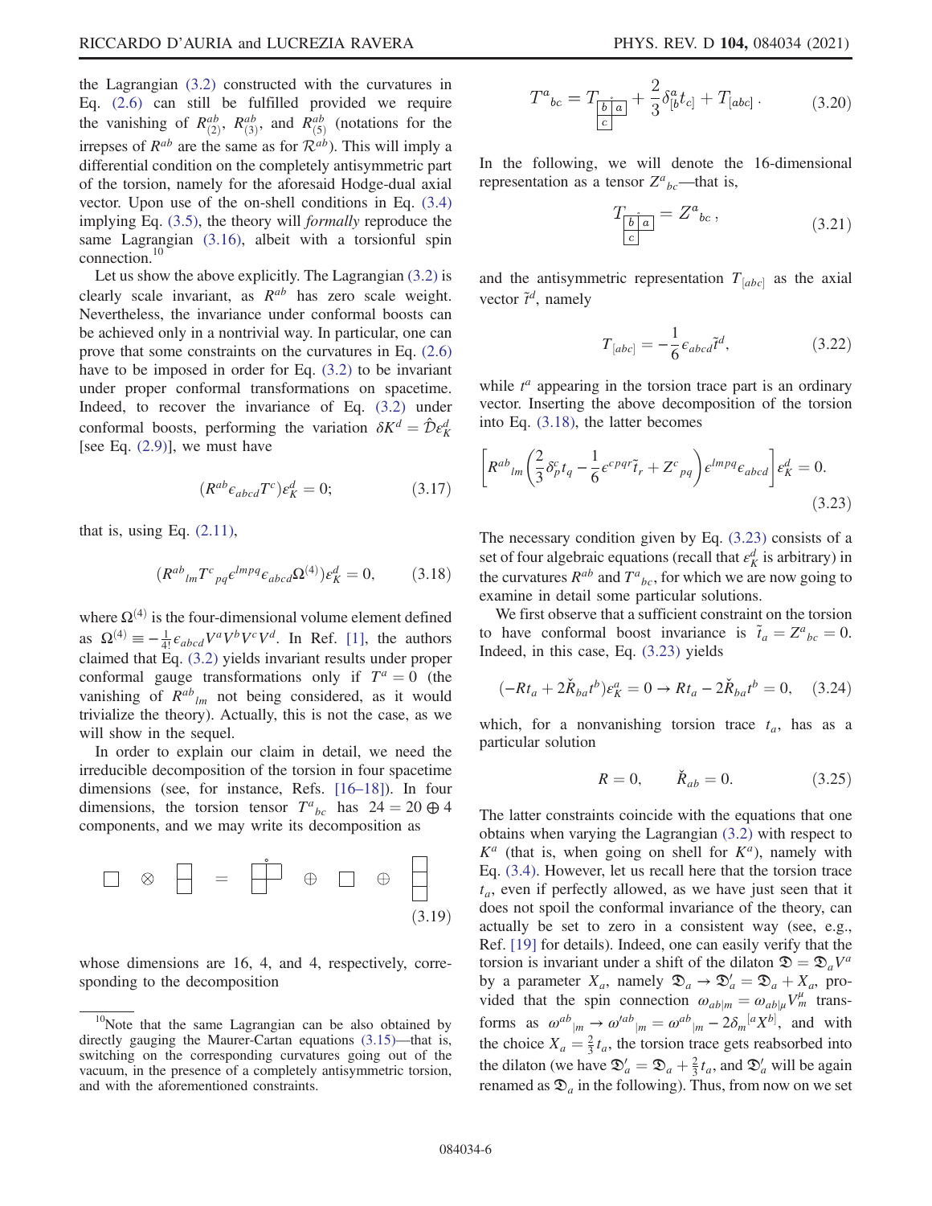the Lagrangian (3.2) constructed with the curvatures in Eq. (2.6) can still be fulfilled provided we require the vanishing of $R^{ab}_{(2)}$, $R^{ab}_{(3)}$, and $R^{ab}_{(5)}$ (notations for the irrepses of $R^{ab}$ are the same as for $\mathcal{R}^{ab}$). This will imply a differential condition on the completely antisymmetric part of the torsion, namely for the aforesaid Hodge-dual axial vector. Upon use of the on-shell conditions in Eq. (3.4) implying Eq. (3.5), the theory will *formally* reproduce the same Lagrangian (3.16), albeit with a torsionful spin connection.[10]

Let us show the above explicitly. The Lagrangian (3.2) is clearly scale invariant, as $R^{ab}$ has zero scale weight. Nevertheless, the invariance under conformal boosts can be achieved only in a nontrivial way. In particular, one can prove that some constraints on the curvatures in Eq. (2.6) have to be imposed in order for Eq. (3.2) to be invariant under proper conformal transformations on spacetime. Indeed, to recover the invariance of Eq. (3.2) under conformal boosts, performing the variation $\delta K^d = \hat{\mathcal{D}}\varepsilon^d_K$ [see Eq. (2.9)], we must have

$$(R^{ab}\epsilon_{abcd}T^c)\varepsilon^d_K = 0; \tag{3.17}$$

that is, using Eq. (2.11),

$$(R^{ab}{}_{lm}T^c{}_{pq}\epsilon^{lmpq}\epsilon_{abcd}\Omega^{(4)})\varepsilon^d_K = 0, \tag{3.18}$$

where $\Omega^{(4)}$ is the four-dimensional volume element defined as $\Omega^{(4)} \equiv -\frac{1}{4!}\epsilon_{abcd}V^aV^bV^cV^d$. In Ref. [1], the authors claimed that Eq. (3.2) yields invariant results under proper conformal gauge transformations only if $T^a = 0$ (the vanishing of $R^{ab}{}_{lm}$ not being considered, as it would trivialize the theory). Actually, this is not the case, as we will show in the sequel.

In order to explain our claim in detail, we need the irreducible decomposition of the torsion in four spacetime dimensions (see, for instance, Refs. [16–18]). In four dimensions, the torsion tensor $T^a{}_{bc}$ has $24 = 20 \oplus 4$ components, and we may write its decomposition as

$$\square \otimes \begin{array}{|c|}\hline \\ \hline \\ \hline\end{array} = \begin{array}{|c|c|}\hline & \\ \hline \\ \cline{1-1}\end{array}^{\circ} \oplus \square \oplus \begin{array}{|c|}\hline \\ \hline \\ \hline \\ \hline\end{array} \tag{3.19}$$

whose dimensions are 16, 4, and 4, respectively, corresponding to the decomposition

$$T^a{}_{bc} = T_{\tiny\begin{array}{|c|c|}\hline b & a \\ \hline c \\ \cline{1-1}\end{array}^{\circ}} + \frac{2}{3}\delta^a_{[b}t_{c]} + T_{[abc]}\,. \tag{3.20}$$

In the following, we will denote the 16-dimensional representation as a tensor $Z^a{}_{bc}$—that is,

$$T_{\tiny\begin{array}{|c|c|}\hline b & a \\ \hline c \\ \cline{1-1}\end{array}^{\circ}} = Z^a{}_{bc}\,, \tag{3.21}$$

and the antisymmetric representation $T_{[abc]}$ as the axial vector $\tilde{t}^d$, namely

$$T_{[abc]} = -\frac{1}{6}\epsilon_{abcd}\tilde{t}^d, \tag{3.22}$$

while $t^a$ appearing in the torsion trace part is an ordinary vector. Inserting the above decomposition of the torsion into Eq. (3.18), the latter becomes

$$\left[R^{ab}{}_{lm}\left(\frac{2}{3}\delta^c_p t_q - \frac{1}{6}\epsilon^{cpqr}\tilde{t}_r + Z^c{}_{pq}\right)\epsilon^{lmpq}\epsilon_{abcd}\right]\varepsilon^d_K = 0. \tag{3.23}$$

The necessary condition given by Eq. (3.23) consists of a set of four algebraic equations (recall that $\varepsilon^d_K$ is arbitrary) in the curvatures $R^{ab}$ and $T^a{}_{bc}$, for which we are now going to examine in detail some particular solutions.

We first observe that a sufficient constraint on the torsion to have conformal boost invariance is $\tilde{t}_a = Z^a{}_{bc} = 0$. Indeed, in this case, Eq. (3.23) yields

$$(-Rt_a + 2\check{R}_{ba}t^b)\varepsilon^a_K = 0 \rightarrow Rt_a - 2\check{R}_{ba}t^b = 0, \tag{3.24}$$

which, for a nonvanishing torsion trace $t_a$, has as a particular solution

$$R = 0, \qquad \check{R}_{ab} = 0. \tag{3.25}$$

The latter constraints coincide with the equations that one obtains when varying the Lagrangian (3.2) with respect to $K^a$ (that is, when going on shell for $K^a$), namely with Eq. (3.4). However, let us recall here that the torsion trace $t_a$, even if perfectly allowed, as we have just seen that it does not spoil the conformal invariance of the theory, can actually be set to zero in a consistent way (see, e.g., Ref. [19] for details). Indeed, one can easily verify that the torsion is invariant under a shift of the dilaton $\mathfrak{D} = \mathfrak{D}_aV^a$ by a parameter $X_a$, namely $\mathfrak{D}_a \rightarrow \mathfrak{D}'_a = \mathfrak{D}_a + X_a$, provided that the spin connection $\omega_{ab|m} = \omega_{ab|\mu}V^\mu_m$ transforms as $\omega^{ab}{}_{|m} \rightarrow \omega'^{ab}{}_{|m} = \omega^{ab}{}_{|m} - 2\delta_m{}^{[a}X^{b]}$, and with the choice $X_a = \frac{2}{3}t_a$, the torsion trace gets reabsorbed into the dilaton (we have $\mathfrak{D}'_a = \mathfrak{D}_a + \frac{2}{3}t_a$, and $\mathfrak{D}'_a$ will be again renamed as $\mathfrak{D}_a$ in the following). Thus, from now on we set

---

[10] Note that the same Lagrangian can be also obtained by directly gauging the Maurer-Cartan equations (3.15)—that is, switching on the corresponding curvatures going out of the vacuum, in the presence of a completely antisymmetric torsion, and with the aforementioned constraints.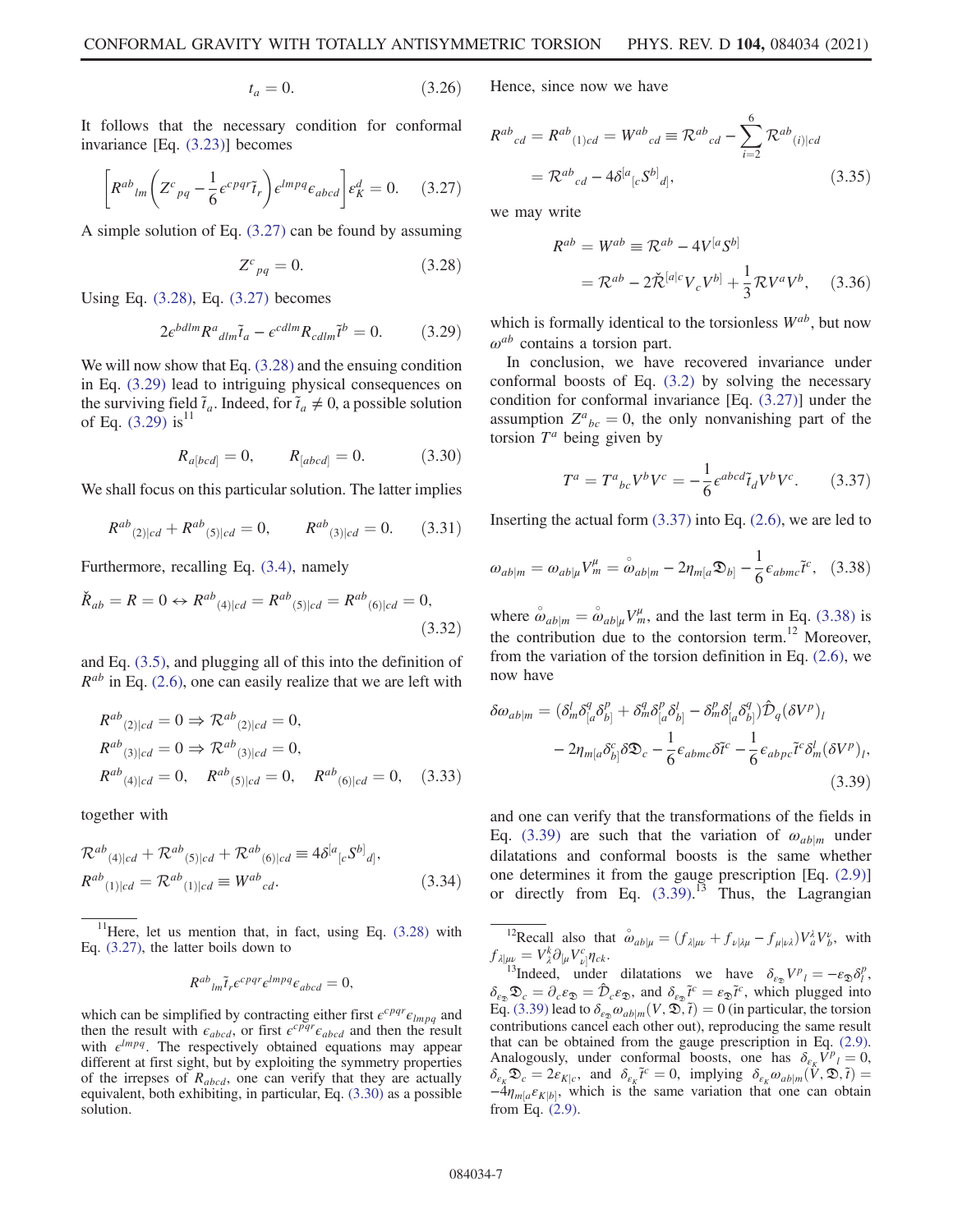$$t_a = 0. \tag{3.26}$$

It follows that the necessary condition for conformal invariance [Eq. (3.23)] becomes

$$\left[R^{ab}{}_{lm}\left(Z^c{}_{pq} - \frac{1}{6}\epsilon^{cpqr}\tilde{t}_r\right)\epsilon^{lmpq}\epsilon_{abcd}\right]\varepsilon^d_K = 0. \tag{3.27}$$

A simple solution of Eq. (3.27) can be found by assuming

$$Z^c{}_{pq} = 0. \tag{3.28}$$

Using Eq. (3.28), Eq. (3.27) becomes

$$2\epsilon^{bdlm}R^a{}_{dlm}\tilde{t}_a - \epsilon^{cdlm}R_{cdlm}\tilde{t}^b = 0. \tag{3.29}$$

We will now show that Eq. (3.28) and the ensuing condition in Eq. (3.29) lead to intriguing physical consequences on the surviving field $\tilde{t}_a$. Indeed, for $\tilde{t}_a \neq 0$, a possible solution of Eq. (3.29) is[11]

$$R_{a[bcd]} = 0, \qquad R_{[abcd]} = 0. \tag{3.30}$$

We shall focus on this particular solution. The latter implies

$$R^{ab}{}_{(2)|cd} + R^{ab}{}_{(5)|cd} = 0, \qquad R^{ab}{}_{(3)|cd} = 0. \tag{3.31}$$

Furthermore, recalling Eq. (3.4), namely

$$\check{R}_{ab} = R = 0 \leftrightarrow R^{ab}{}_{(4)|cd} = R^{ab}{}_{(5)|cd} = R^{ab}{}_{(6)|cd} = 0, \tag{3.32}$$

and Eq. (3.5), and plugging all of this into the definition of $R^{ab}$ in Eq. (2.6), one can easily realize that we are left with

$$\begin{aligned}
&R^{ab}{}_{(2)|cd} = 0 \Rightarrow \mathcal{R}^{ab}{}_{(2)|cd} = 0,\\
&R^{ab}{}_{(3)|cd} = 0 \Rightarrow \mathcal{R}^{ab}{}_{(3)|cd} = 0,\\
&R^{ab}{}_{(4)|cd} = 0, \quad R^{ab}{}_{(5)|cd} = 0, \quad R^{ab}{}_{(6)|cd} = 0,
\end{aligned} \tag{3.33}$$

together with

$$\begin{aligned}
&\mathcal{R}^{ab}{}_{(4)|cd} + \mathcal{R}^{ab}{}_{(5)|cd} + \mathcal{R}^{ab}{}_{(6)|cd} \equiv 4\delta^{[a}{}_{[c}S^{b]}{}_{d]},\\
&R^{ab}{}_{(1)|cd} = \mathcal{R}^{ab}{}_{(1)|cd} \equiv W^{ab}{}_{cd}.
\end{aligned} \tag{3.34}$$

Hence, since now we have

$$\begin{aligned}
R^{ab}{}_{cd} = R^{ab}{}_{(1)cd} = W^{ab}{}_{cd} &\equiv \mathcal{R}^{ab}{}_{cd} - \sum_{i=2}^{6}\mathcal{R}^{ab}{}_{(i)|cd}\\
&= \mathcal{R}^{ab}{}_{cd} - 4\delta^{[a}{}_{[c}S^{b]}{}_{d]},
\end{aligned} \tag{3.35}$$

we may write

$$\begin{aligned}
R^{ab} = W^{ab} &\equiv \mathcal{R}^{ab} - 4V^{[a}S^{b]}\\
&= \mathcal{R}^{ab} - 2\check{\mathcal{R}}^{[a|c}V_cV^{b]} + \frac{1}{3}\mathcal{R}V^aV^b,
\end{aligned} \tag{3.36}$$

which is formally identical to the torsionless $W^{ab}$, but now $\omega^{ab}$ contains a torsion part.

In conclusion, we have recovered invariance under conformal boosts of Eq. (3.2) by solving the necessary condition for conformal invariance [Eq. (3.27)] under the assumption $Z^a{}_{bc} = 0$, the only nonvanishing part of the torsion $T^a$ being given by

$$T^a = T^a{}_{bc}V^bV^c = -\frac{1}{6}\epsilon^{abcd}\tilde{t}_dV^bV^c. \tag{3.37}$$

Inserting the actual form (3.37) into Eq. (2.6), we are led to

$$\omega_{ab|m} = \omega_{ab|\mu}V^\mu_m = \overset{\circ}{\omega}_{ab|m} - 2\eta_{m[a}\mathfrak{D}_{b]} - \frac{1}{6}\epsilon_{abmc}\tilde{t}^c, \tag{3.38}$$

where $\overset{\circ}{\omega}_{ab|m} = \overset{\circ}{\omega}_{ab|\mu}V^\mu_m$, and the last term in Eq. (3.38) is the contribution due to the contorsion term.[12] Moreover, from the variation of the torsion definition in Eq. (2.6), we now have

$$\begin{aligned}
\delta\omega_{ab|m} = {}&(\delta^l_m\delta^q_{[a}\delta^p_{b]} + \delta^q_m\delta^p_{[a}\delta^l_{b]} - \delta^p_m\delta^l_{[a}\delta^q_{b]})\hat{\mathcal{D}}_q(\delta V^p)_l\\
&- 2\eta_{m[a}\delta^c_{b]}\delta\mathfrak{D}_c - \frac{1}{6}\epsilon_{abmc}\delta\tilde{t}^c - \frac{1}{6}\epsilon_{abpc}\tilde{t}^c\delta^l_m(\delta V^p)_l,
\end{aligned} \tag{3.39}$$

and one can verify that the transformations of the fields in Eq. (3.39) are such that the variation of $\omega_{ab|m}$ under dilatations and conformal boosts is the same whether one determines it from the gauge prescription [Eq. (2.9)] or directly from Eq. (3.39).[13] Thus, the Lagrangian

---

[11] Here, let us mention that, in fact, using Eq. (3.28) with Eq. (3.27), the latter boils down to

$$R^{ab}{}_{lm}\tilde{t}_r\epsilon^{cpqr}\epsilon^{lmpq}\epsilon_{abcd} = 0,$$

which can be simplified by contracting either first $\epsilon^{cpqr}\epsilon_{lmpq}$ and then the result with $\epsilon_{abcd}$, or first $\epsilon^{cpqr}\epsilon_{abcd}$ and then the result with $\epsilon^{lmpq}$. The respectively obtained equations may appear different at first sight, but by exploiting the symmetry properties of the irrepses of $R_{abcd}$, one can verify that they are actually equivalent, both exhibiting, in particular, Eq. (3.30) as a possible solution.

[12] Recall also that $\overset{\circ}{\omega}_{ab|\mu} = (f_{\lambda|\mu\nu} + f_{\nu|\lambda\mu} - f_{\mu|\nu\lambda})V^\lambda_aV^\nu_b$, with $f_{\lambda|\mu\nu} = V^k_\lambda\partial_{[\mu}V^c_{\nu]}\eta_{ck}$.

[13] Indeed, under dilatations we have $\delta_{\varepsilon_{\mathfrak{D}}}V^p{}_l = -\varepsilon_{\mathfrak{D}}\delta^p_l$, $\delta_{\varepsilon_{\mathfrak{D}}}\mathfrak{D}_c = \partial_c\varepsilon_{\mathfrak{D}} = \hat{\mathcal{D}}_c\varepsilon_{\mathfrak{D}}$, and $\delta_{\varepsilon_{\mathfrak{D}}}\tilde{t}^c = \varepsilon_{\mathfrak{D}}\tilde{t}^c$, which plugged into Eq. (3.39) lead to $\delta_{\varepsilon_{\mathfrak{D}}}\omega_{ab|m}(V,\mathfrak{D},\tilde{t}) = 0$ (in particular, the torsion contributions cancel each other out), reproducing the same result that can be obtained from the gauge prescription in Eq. (2.9). Analogously, under conformal boosts, one has $\delta_{\varepsilon_K}V^p{}_l = 0$, $\delta_{\varepsilon_K}\mathfrak{D}_c = 2\varepsilon_{K|c}$, and $\delta_{\varepsilon_K}\tilde{t}^c = 0$, implying $\delta_{\varepsilon_K}\omega_{ab|m}(V,\mathfrak{D},\tilde{t}) = -4\eta_{m[a}\varepsilon_{K|b]}$, which is the same variation that one can obtain from Eq. (2.9).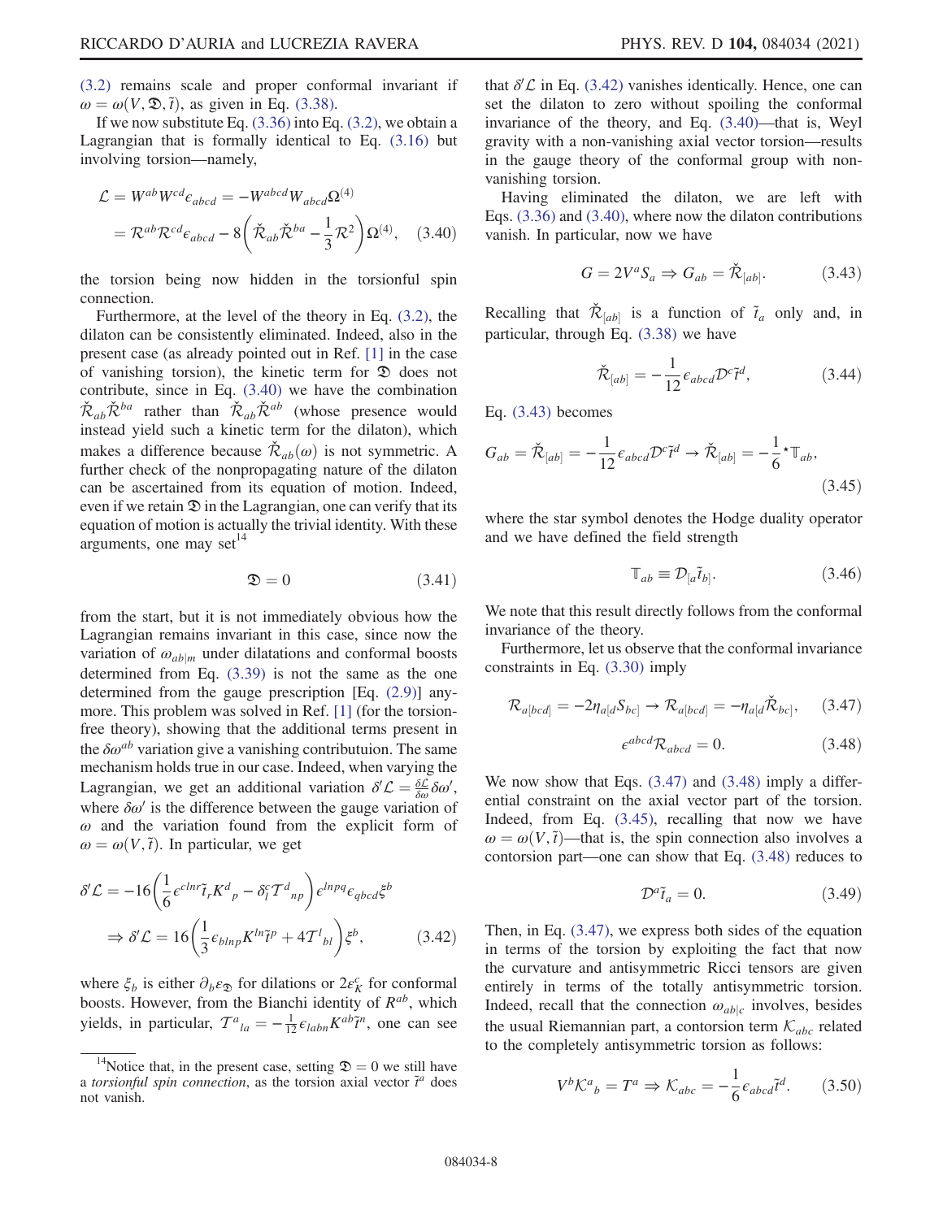(3.2) remains scale and proper conformal invariant if $\omega = \omega(V, \mathfrak{D}, \tilde{t})$, as given in Eq. (3.38).

If we now substitute Eq. (3.36) into Eq. (3.2), we obtain a Lagrangian that is formally identical to Eq. (3.16) but involving torsion—namely,

$$\mathcal{L} = W^{ab}W^{cd}\epsilon_{abcd} = -W^{abcd}W_{abcd}\Omega^{(4)} = \mathcal{R}^{ab}\mathcal{R}^{cd}\epsilon_{abcd} - 8\left(\check{\mathcal{R}}_{ab}\check{\mathcal{R}}^{ba} - \frac{1}{3}\mathcal{R}^2\right)\Omega^{(4)}, \quad (3.40)$$

the torsion being now hidden in the torsionful spin connection.

Furthermore, at the level of the theory in Eq. (3.2), the dilaton can be consistently eliminated. Indeed, also in the present case (as already pointed out in Ref. [1] in the case of vanishing torsion), the kinetic term for $\mathfrak{D}$ does not contribute, since in Eq. (3.40) we have the combination $\check{\mathcal{R}}_{ab}\check{\mathcal{R}}^{ba}$ rather than $\check{\mathcal{R}}_{ab}\check{\mathcal{R}}^{ab}$ (whose presence would instead yield such a kinetic term for the dilaton), which makes a difference because $\check{\mathcal{R}}_{ab}(\omega)$ is not symmetric. A further check of the nonpropagating nature of the dilaton can be ascertained from its equation of motion. Indeed, even if we retain $\mathfrak{D}$ in the Lagrangian, one can verify that its equation of motion is actually the trivial identity. With these arguments, one may set[14]

$$\mathfrak{D} = 0 \quad (3.41)$$

from the start, but it is not immediately obvious how the Lagrangian remains invariant in this case, since now the variation of $\omega_{ab|m}$ under dilatations and conformal boosts determined from Eq. (3.39) is not the same as the one determined from the gauge prescription [Eq. (2.9)] anymore. This problem was solved in Ref. [1] (for the torsion-free theory), showing that the additional terms present in the $\delta\omega^{ab}$ variation give a vanishing contributuion. The same mechanism holds true in our case. Indeed, when varying the Lagrangian, we get an additional variation $\delta'\mathcal{L} = \frac{\delta\mathcal{L}}{\delta\omega}\delta\omega'$, where $\delta\omega'$ is the difference between the gauge variation of $\omega$ and the variation found from the explicit form of $\omega = \omega(V, \tilde{t})$. In particular, we get

$$\delta'\mathcal{L} = -16\left(\frac{1}{6}\epsilon^{clnr}\tilde{t}_r K^d{}_p - \delta^c_l \mathcal{T}^d{}_{np}\right)\epsilon^{lnpq}\epsilon_{qbcd}\xi^b$$
$$\Rightarrow \delta'\mathcal{L} = 16\left(\frac{1}{3}\epsilon_{blnp}K^{ln}\tilde{t}^p + 4\mathcal{T}^l{}_{bl}\right)\xi^b, \quad (3.42)$$

where $\xi_b$ is either $\partial_b\varepsilon_{\mathfrak{D}}$ for dilations or $2\varepsilon^c_K$ for conformal boosts. However, from the Bianchi identity of $R^{ab}$, which yields, in particular, $\mathcal{T}^a{}_{la} = -\frac{1}{12}\epsilon_{labn}K^{ab}\tilde{t}^n$, one can see that $\delta'\mathcal{L}$ in Eq. (3.42) vanishes identically. Hence, one can set the dilaton to zero without spoiling the conformal invariance of the theory, and Eq. (3.40)—that is, Weyl gravity with a non-vanishing axial vector torsion—results in the gauge theory of the conformal group with non-vanishing torsion.

Having eliminated the dilaton, we are left with Eqs. (3.36) and (3.40), where now the dilaton contributions vanish. In particular, now we have

$$G = 2V^a S_a \Rightarrow G_{ab} = \check{\mathcal{R}}_{[ab]}. \quad (3.43)$$

Recalling that $\check{\mathcal{R}}_{[ab]}$ is a function of $\tilde{t}_a$ only and, in particular, through Eq. (3.38) we have

$$\check{\mathcal{R}}_{[ab]} = -\frac{1}{12}\epsilon_{abcd}\mathcal{D}^c\tilde{t}^d, \quad (3.44)$$

Eq. (3.43) becomes

$$G_{ab} = \check{\mathcal{R}}_{[ab]} = -\frac{1}{12}\epsilon_{abcd}\mathcal{D}^c\tilde{t}^d \rightarrow \check{\mathcal{R}}_{[ab]} = -\frac{1}{6}{}^\star\mathbb{T}_{ab}, \quad (3.45)$$

where the star symbol denotes the Hodge duality operator and we have defined the field strength

$$\mathbb{T}_{ab} \equiv \mathcal{D}_{[a}\tilde{t}_{b]}. \quad (3.46)$$

We note that this result directly follows from the conformal invariance of the theory.

Furthermore, let us observe that the conformal invariance constraints in Eq. (3.30) imply

$$\mathcal{R}_{a[bcd]} = -2\eta_{a[d}S_{bc]} \rightarrow \mathcal{R}_{a[bcd]} = -\eta_{a[d}\check{\mathcal{R}}_{bc]}, \quad (3.47)$$

$$\epsilon^{abcd}\mathcal{R}_{abcd} = 0. \quad (3.48)$$

We now show that Eqs. (3.47) and (3.48) imply a differential constraint on the axial vector part of the torsion. Indeed, from Eq. (3.45), recalling that now we have $\omega = \omega(V, \tilde{t})$—that is, the spin connection also involves a contorsion part—one can show that Eq. (3.48) reduces to

$$\mathcal{D}^a\tilde{t}_a = 0. \quad (3.49)$$

Then, in Eq. (3.47), we express both sides of the equation in terms of the torsion by exploiting the fact that now the curvature and antisymmetric Ricci tensors are given entirely in terms of the totally antisymmetric torsion. Indeed, recall that the connection $\omega_{ab|c}$ involves, besides the usual Riemannian part, a contorsion term $\mathcal{K}_{abc}$ related to the completely antisymmetric torsion as follows:

$$V^b\mathcal{K}^a{}_b = T^a \Rightarrow \mathcal{K}_{abc} = -\frac{1}{6}\epsilon_{abcd}\tilde{t}^d. \quad (3.50)$$

---

[14] Notice that, in the present case, setting $\mathfrak{D} = 0$ we still have a *torsionful spin connection*, as the torsion axial vector $\tilde{t}^a$ does not vanish.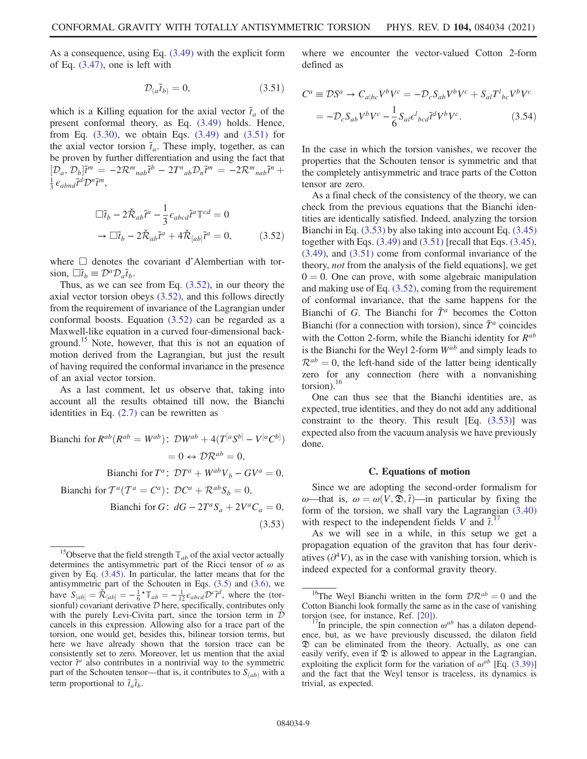As a consequence, using Eq. (3.49) with the explicit form of Eq. (3.47), one is left with

$$\mathcal{D}_{(a}\tilde{t}_{b)} = 0, \tag{3.51}$$

which is a Killing equation for the axial vector $\tilde{t}_a$ of the present conformal theory, as Eq. (3.49) holds. Hence, from Eq. (3.30), we obtain Eqs. (3.49) and (3.51) for the axial vector torsion $\tilde{t}_a$. These imply, together, as can be proven by further differentiation and using the fact that $[\mathcal{D}_a, \mathcal{D}_b]\tilde{t}^m = -2\mathcal{R}^m{}_{nab}\tilde{t}^b - 2T^n{}_{ab}\mathcal{D}_n\tilde{t}^m = -2\mathcal{R}^m{}_{nab}\tilde{t}^n + \frac{1}{3}\epsilon_{abnd}\tilde{t}^d\mathcal{D}^n\tilde{t}^m$,

$$\begin{aligned} &\Box\tilde{t}_b - 2\check{\mathcal{R}}_{ab}\tilde{t}^a - \frac{1}{3}\epsilon_{abcd}\tilde{t}^a\mathbb{T}^{cd} = 0 \\ &\to \Box\tilde{t}_b - 2\check{\mathcal{R}}_{ab}\tilde{t}^a + 4\check{\mathcal{R}}_{[ab]}\tilde{t}^a = 0, \end{aligned} \tag{3.52}$$

where $\Box$ denotes the covariant d'Alembertian with torsion, $\Box\tilde{t}_b \equiv \mathcal{D}^a\mathcal{D}_a\tilde{t}_b$.

Thus, as we can see from Eq. (3.52), in our theory the axial vector torsion obeys (3.52), and this follows directly from the requirement of invariance of the Lagrangian under conformal boosts. Equation (3.52) can be regarded as a Maxwell-like equation in a curved four-dimensional background.[15] Note, however, that this is not an equation of motion derived from the Lagrangian, but just the result of having required the conformal invariance in the presence of an axial vector torsion.

As a last comment, let us observe that, taking into account all the results obtained till now, the Bianchi identities in Eq. (2.7) can be rewritten as

$$\begin{aligned} \text{Bianchi for } R^{ab}(R^{ab} = W^{ab})\colon\ &\mathcal{D}W^{ab} + 4(T^{[a}S^{b]} - V^{[a}C^{b]}) \\ &= 0 \leftrightarrow \mathcal{D}\mathcal{R}^{ab} = 0, \\ \text{Bianchi for } T^a\colon\ &\mathcal{D}T^a + W^{ab}V_b - GV^a = 0, \\ \text{Bianchi for } \mathcal{T}^a(\mathcal{T}^a = C^a)\colon\ &\mathcal{D}C^a + \mathcal{R}^{ab}S_b = 0, \\ \text{Bianchi for } G\colon\ &dG - 2T^aS_a + 2V^aC_a = 0, \end{aligned} \tag{3.53}$$

where we encounter the vector-valued Cotton 2-form defined as

$$\begin{aligned} C^a \equiv \mathcal{D}S^a \to C_{a|bc}V^bV^c &= -\mathcal{D}_cS_{ab}V^bV^c + S_{al}T^l{}_{bc}V^bV^c \\ &= -\mathcal{D}_cS_{ab}V^bV^c - \frac{1}{6}S_{al}\epsilon^l{}_{bcd}\tilde{t}^dV^bV^c. \end{aligned} \tag{3.54}$$

In the case in which the torsion vanishes, we recover the properties that the Schouten tensor is symmetric and that the completely antisymmetric and trace parts of the Cotton tensor are zero.

As a final check of the consistency of the theory, we can check from the previous equations that the Bianchi identities are identically satisfied. Indeed, analyzing the torsion Bianchi in Eq. (3.53) by also taking into account Eq. (3.45) together with Eqs. (3.49) and (3.51) [recall that Eqs. (3.45), (3.49), and (3.51) come from conformal invariance of the theory, *not* from the analysis of the field equations], we get $0 = 0$. One can prove, with some algebraic manipulation and making use of Eq. (3.52), coming from the requirement of conformal invariance, that the same happens for the Bianchi of $G$. The Bianchi for $\tilde{T}^a$ becomes the Cotton Bianchi (for a connection with torsion), since $\tilde{T}^a$ coincides with the Cotton 2-form, while the Bianchi identity for $R^{ab}$ is the Bianchi for the Weyl 2-form $W^{ab}$ and simply leads to $\mathcal{R}^{ab} = 0$, the left-hand side of the latter being identically zero for any connection (here with a nonvanishing torsion).[16]

One can thus see that the Bianchi identities are, as expected, true identities, and they do not add any additional constraint to the theory. This result [Eq. (3.53)] was expected also from the vacuum analysis we have previously done.

### C. Equations of motion

Since we are adopting the second-order formalism for $\omega$—that is, $\omega = \omega(V, \mathfrak{D}, \tilde{t})$—in particular by fixing the form of the torsion, we shall vary the Lagrangian (3.40) with respect to the independent fields $V$ and $\tilde{t}$.[17]

As we will see in a while, in this setup we get a propagation equation of the graviton that has four derivatives ($\partial^4 V$), as in the case with vanishing torsion, which is indeed expected for a conformal gravity theory.

---

[15] Observe that the field strength $\mathbb{T}_{ab}$ of the axial vector actually determines the antisymmetric part of the Ricci tensor of $\omega$ as given by Eq. (3.45). In particular, the latter means that for the antisymmetric part of the Schouten in Eqs. (3.5) and (3.6), we have $S_{[ab]} = \check{\mathcal{R}}_{[ab]} = -\frac{1}{6}{}^{\star}\mathbb{T}_{ab} = -\frac{1}{12}\epsilon_{abcd}\mathcal{D}^c\tilde{t}^d$, where the (torsionful) covariant derivative $\mathcal{D}$ here, specifically, contributes only with the purely Levi-Civita part, since the torsion term in $\mathcal{D}$ cancels in this expression. Allowing also for a trace part of the torsion, one would get, besides this, bilinear torsion terms, but here we have already shown that the torsion trace can be consistently set to zero. Moreover, let us mention that the axial vector $\tilde{t}^a$ also contributes in a nontrivial way to the symmetric part of the Schouten tensor—that is, it contributes to $S_{(ab)}$ with a term proportional to $\tilde{t}_a\tilde{t}_b$.

[16] The Weyl Bianchi written in the form $\mathcal{D}\mathcal{R}^{ab} = 0$ and the Cotton Bianchi look formally the same as in the case of vanishing torsion (see, for instance, Ref. [20]).

[17] In principle, the spin connection $\omega^{ab}$ has a dilaton dependence, but, as we have previously discussed, the dilaton field $\mathfrak{D}$ can be eliminated from the theory. Actually, as one can easily verify, even if $\mathfrak{D}$ is allowed to appear in the Lagrangian, exploiting the explicit form for the variation of $\omega^{ab}$ [Eq. (3.39)] and the fact that the Weyl tensor is traceless, its dynamics is trivial, as expected.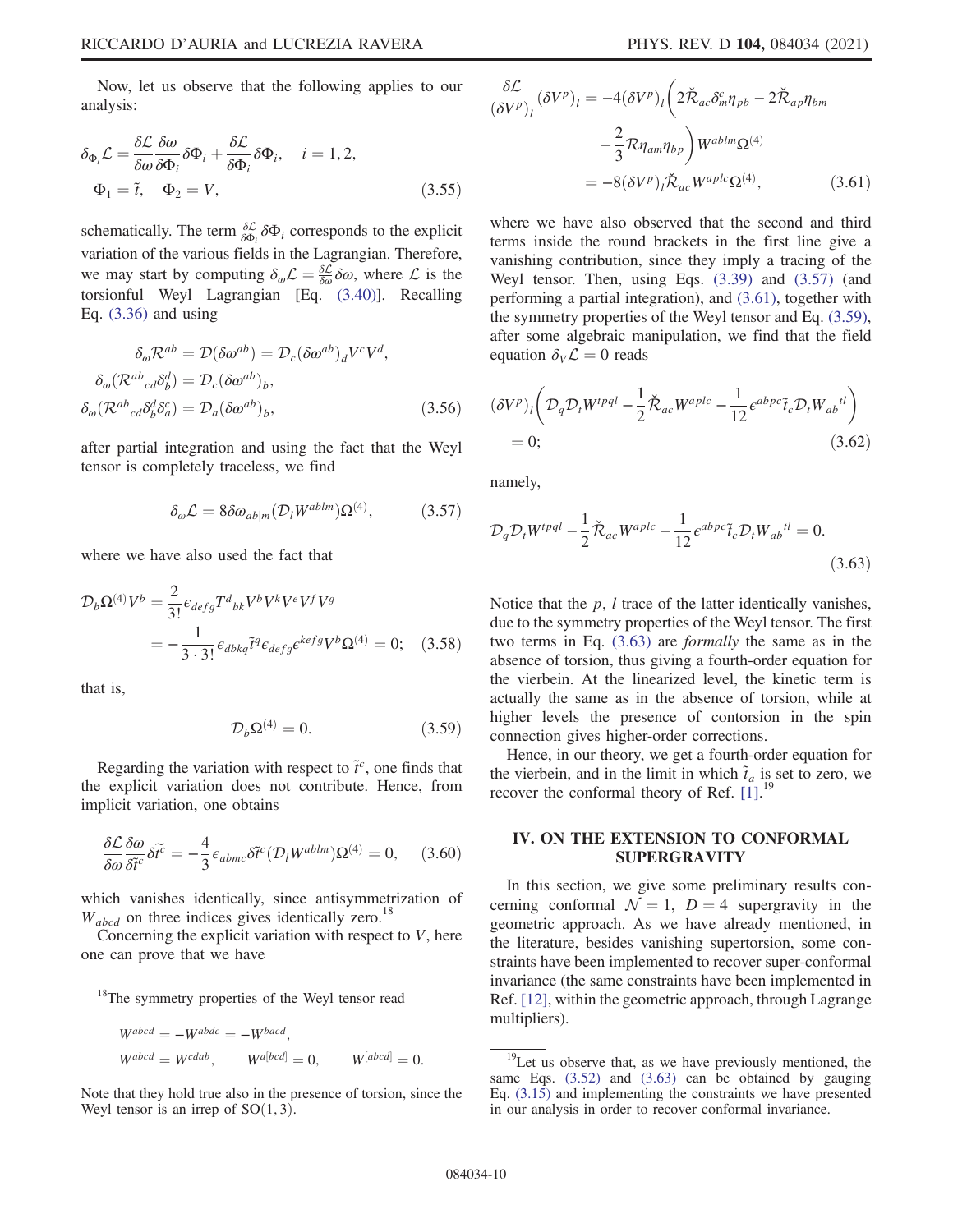Now, let us observe that the following applies to our analysis:

$$
\delta_{\Phi_i}\mathcal{L} = \frac{\delta\mathcal{L}}{\delta\omega}\frac{\delta\omega}{\delta\Phi_i}\delta\Phi_i + \frac{\delta\mathcal{L}}{\delta\Phi_i}\delta\Phi_i, \quad i = 1, 2,
$$
$$
\Phi_1 = \tilde{t}, \quad \Phi_2 = V, \tag{3.55}
$$

schematically. The term $\frac{\delta\mathcal{L}}{\delta\Phi_i}\delta\Phi_i$ corresponds to the explicit variation of the various fields in the Lagrangian. Therefore, we may start by computing $\delta_\omega\mathcal{L} = \frac{\delta\mathcal{L}}{\delta\omega}\delta\omega$, where $\mathcal{L}$ is the torsionful Weyl Lagrangian [Eq. (3.40)]. Recalling Eq. (3.36) and using

$$
\delta_\omega\mathcal{R}^{ab} = \mathcal{D}(\delta\omega^{ab}) = \mathcal{D}_c(\delta\omega^{ab})_d V^c V^d,
$$
$$
\delta_\omega(\mathcal{R}^{ab}{}_{cd}\delta^d_b) = \mathcal{D}_c(\delta\omega^{ab})_b,
$$
$$
\delta_\omega(\mathcal{R}^{ab}{}_{cd}\delta^d_b\delta^c_a) = \mathcal{D}_a(\delta\omega^{ab})_b, \tag{3.56}
$$

after partial integration and using the fact that the Weyl tensor is completely traceless, we find

$$
\delta_\omega\mathcal{L} = 8\delta\omega_{ab|m}(\mathcal{D}_l W^{ablm})\Omega^{(4)}, \tag{3.57}
$$

where we have also used the fact that

$$
\mathcal{D}_b\Omega^{(4)}V^b = \frac{2}{3!}\epsilon_{defg}T^d{}_{bk}V^bV^kV^eV^fV^g
$$
$$
= -\frac{1}{3\cdot 3!}\epsilon_{dbkq}\tilde{t}^q\epsilon_{defg}\epsilon^{kefg}V^b\Omega^{(4)} = 0; \tag{3.58}
$$

that is,

$$
\mathcal{D}_b\Omega^{(4)} = 0. \tag{3.59}
$$

Regarding the variation with respect to $\tilde{t}^c$, one finds that the explicit variation does not contribute. Hence, from implicit variation, one obtains

$$
\frac{\delta\mathcal{L}}{\delta\omega}\frac{\delta\omega}{\delta\tilde{t}^c}\delta\tilde{t}^c = -\frac{4}{3}\epsilon_{abmc}\delta\tilde{t}^c(\mathcal{D}_l W^{ablm})\Omega^{(4)} = 0, \tag{3.60}
$$

which vanishes identically, since antisymmetrization of $W_{abcd}$ on three indices gives identically zero.[18]

Concerning the explicit variation with respect to $V$, here one can prove that we have

$$
\frac{\delta\mathcal{L}}{(\delta V^p)_l}(\delta V^p)_l = -4(\delta V^p)_l\bigg(2\check{\mathcal{R}}_{ac}\delta^c_m\eta_{pb} - 2\check{\mathcal{R}}_{ap}\eta_{bm}
$$
$$
-\frac{2}{3}\mathcal{R}\eta_{am}\eta_{bp}\bigg)W^{ablm}\Omega^{(4)}
$$
$$
= -8(\delta V^p)_l\check{\mathcal{R}}_{ac}W^{aplc}\Omega^{(4)}, \tag{3.61}
$$

where we have also observed that the second and third terms inside the round brackets in the first line give a vanishing contribution, since they imply a tracing of the Weyl tensor. Then, using Eqs. (3.39) and (3.57) (and performing a partial integration), and (3.61), together with the symmetry properties of the Weyl tensor and Eq. (3.59), after some algebraic manipulation, we find that the field equation $\delta_V\mathcal{L} = 0$ reads

$$
(\delta V^p)_l\bigg(\mathcal{D}_q\mathcal{D}_t W^{tpql} - \frac{1}{2}\check{\mathcal{R}}_{ac}W^{aplc} - \frac{1}{12}\epsilon^{abpc}\tilde{t}_c\mathcal{D}_t W_{ab}{}^{tl}\bigg)
$$
$$
= 0; \tag{3.62}
$$

namely,

$$
\mathcal{D}_q\mathcal{D}_t W^{tpql} - \frac{1}{2}\check{\mathcal{R}}_{ac}W^{aplc} - \frac{1}{12}\epsilon^{abpc}\tilde{t}_c\mathcal{D}_t W_{ab}{}^{tl} = 0. \tag{3.63}
$$

Notice that the $p$, $l$ trace of the latter identically vanishes, due to the symmetry properties of the Weyl tensor. The first two terms in Eq. (3.63) are *formally* the same as in the absence of torsion, thus giving a fourth-order equation for the vierbein. At the linearized level, the kinetic term is actually the same as in the absence of torsion, while at higher levels the presence of contorsion in the spin connection gives higher-order corrections.

Hence, in our theory, we get a fourth-order equation for the vierbein, and in the limit in which $\tilde{t}_a$ is set to zero, we recover the conformal theory of Ref. [1].[19]

## IV. ON THE EXTENSION TO CONFORMAL SUPERGRAVITY

In this section, we give some preliminary results concerning conformal $\mathcal{N} = 1$, $D = 4$ supergravity in the geometric approach. As we have already mentioned, in the literature, besides vanishing supertorsion, some constraints have been implemented to recover super-conformal invariance (the same constraints have been implemented in Ref. [12], within the geometric approach, through Lagrange multipliers).

---

[18] The symmetry properties of the Weyl tensor read

$$
W^{abcd} = -W^{abdc} = -W^{bacd},
$$
$$
W^{abcd} = W^{cdab}, \qquad W^{a[bcd]} = 0, \qquad W^{[abcd]} = 0.
$$

Note that they hold true also in the presence of torsion, since the Weyl tensor is an irrep of SO(1, 3).

[19] Let us observe that, as we have previously mentioned, the same Eqs. (3.52) and (3.63) can be obtained by gauging Eq. (3.15) and implementing the constraints we have presented in our analysis in order to recover conformal invariance.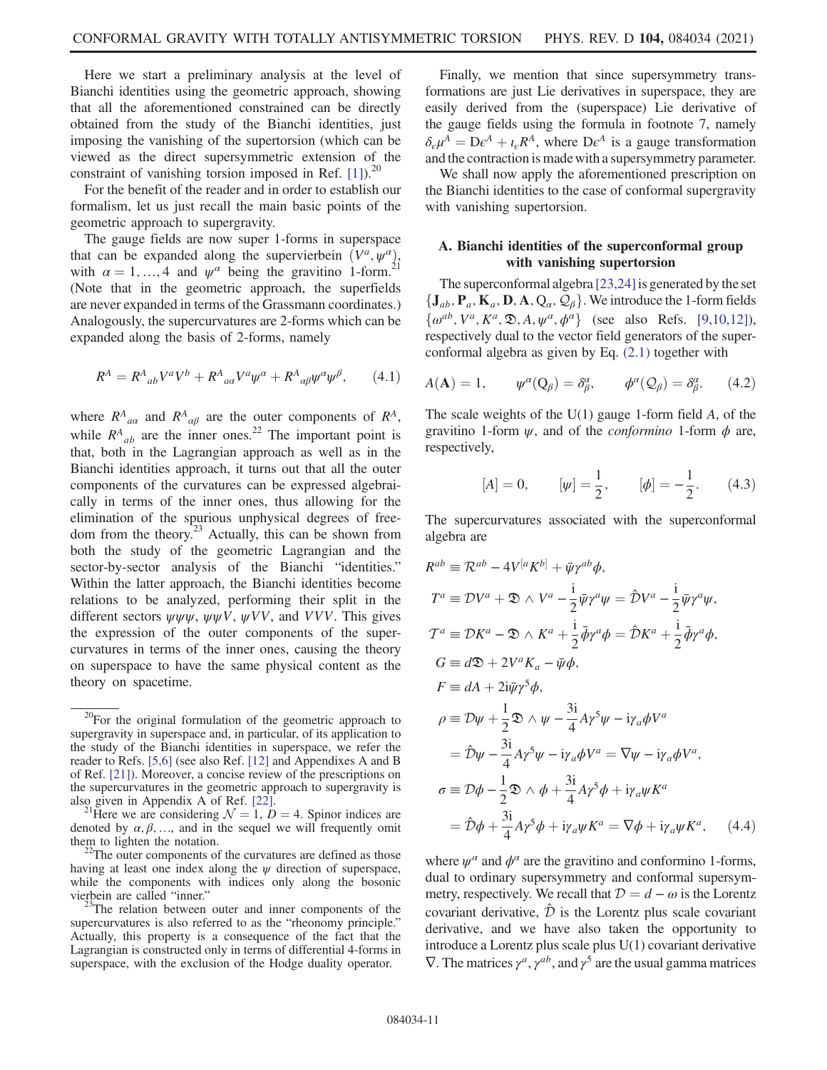Here we start a preliminary analysis at the level of Bianchi identities using the geometric approach, showing that all the aforementioned constrained can be directly obtained from the study of the Bianchi identities, just imposing the vanishing of the supertorsion (which can be viewed as the direct supersymmetric extension of the constraint of vanishing torsion imposed in Ref. [1]).[20]

For the benefit of the reader and in order to establish our formalism, let us just recall the main basic points of the geometric approach to supergravity.

The gauge fields are now super 1-forms in superspace that can be expanded along the supervierbein $(V^a, \psi^\alpha)$, with $\alpha = 1, \ldots, 4$ and $\psi^\alpha$ being the gravitino 1-form.[21] (Note that in the geometric approach, the superfields are never expanded in terms of the Grassmann coordinates.) Analogously, the supercurvatures are 2-forms which can be expanded along the basis of 2-forms, namely

$$R^A = R^A{}_{ab} V^a V^b + R^A{}_{a\alpha} V^a \psi^\alpha + R^A{}_{\alpha\beta} \psi^\alpha \psi^\beta, \qquad (4.1)$$

where $R^A{}_{a\alpha}$ and $R^A{}_{\alpha\beta}$ are the outer components of $R^A$, while $R^A{}_{ab}$ are the inner ones.[22] The important point is that, both in the Lagrangian approach as well as in the Bianchi identities approach, it turns out that all the outer components of the curvatures can be expressed algebraically in terms of the inner ones, thus allowing for the elimination of the spurious unphysical degrees of freedom from the theory.[23] Actually, this can be shown from both the study of the geometric Lagrangian and the sector-by-sector analysis of the Bianchi "identities." Within the latter approach, the Bianchi identities become relations to be analyzed, performing their split in the different sectors $\psi\psi\psi$, $\psi\psi V$, $\psi VV$, and $VVV$. This gives the expression of the outer components of the supercurvatures in terms of the inner ones, causing the theory on superspace to have the same physical content as the theory on spacetime.

Finally, we mention that since supersymmetry transformations are just Lie derivatives in superspace, they are easily derived from the (superspace) Lie derivative of the gauge fields using the formula in footnote 7, namely $\delta_\epsilon \mu^A = D\epsilon^A + \iota_\epsilon R^A$, where $D\epsilon^A$ is a gauge transformation and the contraction is made with a supersymmetry parameter.

We shall now apply the aforementioned prescription on the Bianchi identities to the case of conformal supergravity with vanishing supertorsion.

### A. Bianchi identities of the superconformal group with vanishing supertorsion

The superconformal algebra [23,24] is generated by the set $\{\mathbf{J}_{ab}, \mathbf{P}_a, \mathbf{K}_a, \mathbf{D}, \mathbf{A}, \mathrm{Q}_\alpha, \mathcal{Q}_\beta\}$. We introduce the 1-form fields $\{\omega^{ab}, V^a, K^a, \mathfrak{D}, A, \psi^\alpha, \phi^\alpha\}$ (see also Refs. [9,10,12]), respectively dual to the vector field generators of the superconformal algebra as given by Eq. (2.1) together with

$$A(\mathbf{A}) = 1, \qquad \psi^\alpha(\mathrm{Q}_\beta) = \delta^\alpha_\beta, \qquad \phi^\alpha(\mathcal{Q}_\beta) = \delta^\alpha_\beta. \qquad (4.2)$$

The scale weights of the U(1) gauge 1-form field $A$, of the gravitino 1-form $\psi$, and of the *conformino* 1-form $\phi$ are, respectively,

$$[A] = 0, \qquad [\psi] = \frac{1}{2}, \qquad [\phi] = -\frac{1}{2}. \qquad (4.3)$$

The supercurvatures associated with the superconformal algebra are

$$
\begin{aligned}
R^{ab} &\equiv \mathcal{R}^{ab} - 4V^{[a}K^{b]} + \bar{\psi}\gamma^{ab}\phi, \\
T^a &\equiv \mathcal{D}V^a + \mathfrak{D} \wedge V^a - \frac{i}{2}\bar{\psi}\gamma^a\psi = \hat{\mathcal{D}}V^a - \frac{i}{2}\bar{\psi}\gamma^a\psi, \\
\mathcal{T}^a &\equiv \mathcal{D}K^a - \mathfrak{D} \wedge K^a + \frac{i}{2}\bar{\phi}\gamma^a\phi = \hat{\mathcal{D}}K^a + \frac{i}{2}\bar{\phi}\gamma^a\phi, \\
G &\equiv d\mathfrak{D} + 2V^a K_a - \bar{\psi}\phi, \\
F &\equiv dA + 2i\bar{\psi}\gamma^5\phi, \\
\rho &\equiv \mathcal{D}\psi + \frac{1}{2}\mathfrak{D} \wedge \psi - \frac{3i}{4}A\gamma^5\psi - i\gamma_a\phi V^a \\
&= \hat{\mathcal{D}}\psi - \frac{3i}{4}A\gamma^5\psi - i\gamma_a\phi V^a = \nabla\psi - i\gamma_a\phi V^a, \\
\sigma &\equiv \mathcal{D}\phi - \frac{1}{2}\mathfrak{D} \wedge \phi + \frac{3i}{4}A\gamma^5\phi + i\gamma_a\psi K^a \\
&= \hat{\mathcal{D}}\phi + \frac{3i}{4}A\gamma^5\phi + i\gamma_a\psi K^a = \nabla\phi + i\gamma_a\psi K^a, 
\end{aligned} \qquad (4.4)
$$

where $\psi^\alpha$ and $\phi^\alpha$ are the gravitino and conformino 1-forms, dual to ordinary supersymmetry and conformal supersymmetry, respectively. We recall that $\mathcal{D} = d - \omega$ is the Lorentz covariant derivative, $\hat{\mathcal{D}}$ is the Lorentz plus scale covariant derivative, and we have also taken the opportunity to introduce a Lorentz plus scale plus U(1) covariant derivative $\nabla$. The matrices $\gamma^a$, $\gamma^{ab}$, and $\gamma^5$ are the usual gamma matrices

---

[20] For the original formulation of the geometric approach to supergravity in superspace and, in particular, of its application to the study of the Bianchi identities in superspace, we refer the reader to Refs. [5,6] (see also Ref. [12] and Appendixes A and B of Ref. [21]). Moreover, a concise review of the prescriptions on the supercurvatures in the geometric approach to supergravity is also given in Appendix A of Ref. [22].

[21] Here we are considering $\mathcal{N} = 1$, $D = 4$. Spinor indices are denoted by $\alpha, \beta, \ldots$, and in the sequel we will frequently omit them to lighten the notation.

[22] The outer components of the curvatures are defined as those having at least one index along the $\psi$ direction of superspace, while the components with indices only along the bosonic vierbein are called "inner."

[23] The relation between outer and inner components of the supercurvatures is also referred to as the "rheonomy principle." Actually, this property is a consequence of the fact that the Lagrangian is constructed only in terms of differential 4-forms in superspace, with the exclusion of the Hodge duality operator.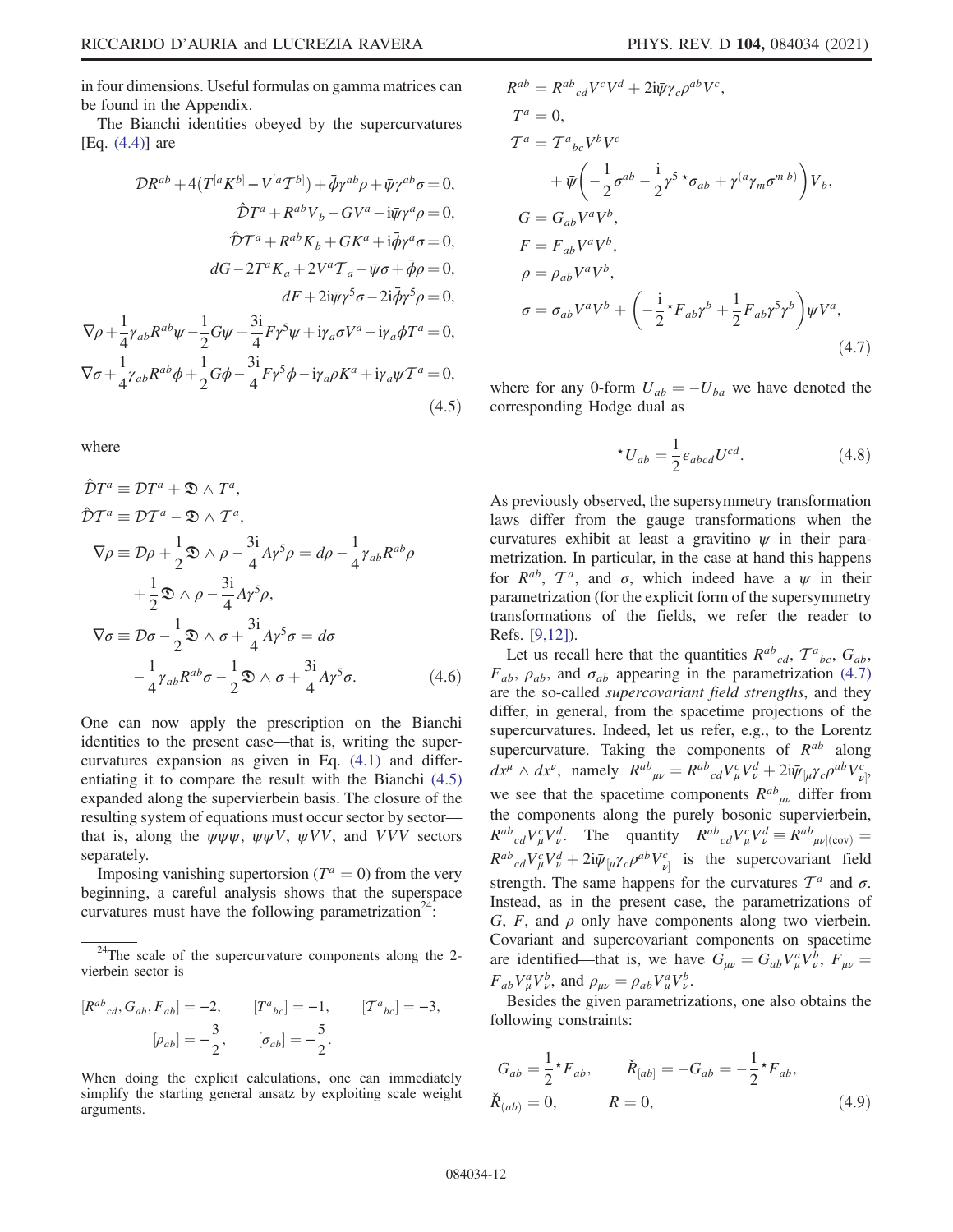in four dimensions. Useful formulas on gamma matrices can be found in the Appendix.

The Bianchi identities obeyed by the supercurvatures [Eq. (4.4)] are

$$
\begin{aligned}
&\mathcal{D}R^{ab}+4(T^{[a}K^{b]}-V^{[a}\mathcal{T}^{b]})+\bar{\phi}\gamma^{ab}\rho+\bar{\psi}\gamma^{ab}\sigma=0,\\
&\hat{\mathcal{D}}T^{a}+R^{ab}V_{b}-GV^{a}-\mathrm{i}\bar{\psi}\gamma^{a}\rho=0,\\
&\hat{\mathcal{D}}\mathcal{T}^{a}+R^{ab}K_{b}+GK^{a}+\mathrm{i}\bar{\phi}\gamma^{a}\sigma=0,\\
&dG-2T^{a}K_{a}+2V^{a}\mathcal{T}_{a}-\bar{\psi}\sigma+\bar{\phi}\rho=0,\\
&dF+2\mathrm{i}\bar{\psi}\gamma^{5}\sigma-2\mathrm{i}\bar{\phi}\gamma^{5}\rho=0,\\
&\nabla\rho+\frac{1}{4}\gamma_{ab}R^{ab}\psi-\frac{1}{2}G\psi+\frac{3\mathrm{i}}{4}F\gamma^{5}\psi+\mathrm{i}\gamma_{a}\sigma V^{a}-\mathrm{i}\gamma_{a}\phi T^{a}=0,\\
&\nabla\sigma+\frac{1}{4}\gamma_{ab}R^{ab}\phi+\frac{1}{2}G\phi-\frac{3\mathrm{i}}{4}F\gamma^{5}\phi-\mathrm{i}\gamma_{a}\rho K^{a}+\mathrm{i}\gamma_{a}\psi\mathcal{T}^{a}=0,
\end{aligned}
\tag{4.5}
$$

where

$$
\begin{aligned}
\hat{\mathcal{D}}T^{a}&\equiv\mathcal{D}T^{a}+\mathfrak{D}\wedge T^{a},\\
\hat{\mathcal{D}}\mathcal{T}^{a}&\equiv\mathcal{D}\mathcal{T}^{a}-\mathfrak{D}\wedge\mathcal{T}^{a},\\
\nabla\rho&\equiv\mathcal{D}\rho+\frac{1}{2}\mathfrak{D}\wedge\rho-\frac{3\mathrm{i}}{4}A\gamma^{5}\rho=d\rho-\frac{1}{4}\gamma_{ab}R^{ab}\rho+\frac{1}{2}\mathfrak{D}\wedge\rho-\frac{3\mathrm{i}}{4}A\gamma^{5}\rho,\\
\nabla\sigma&\equiv\mathcal{D}\sigma-\frac{1}{2}\mathfrak{D}\wedge\sigma+\frac{3\mathrm{i}}{4}A\gamma^{5}\sigma=d\sigma-\frac{1}{4}\gamma_{ab}R^{ab}\sigma-\frac{1}{2}\mathfrak{D}\wedge\sigma+\frac{3\mathrm{i}}{4}A\gamma^{5}\sigma.
\end{aligned}
\tag{4.6}
$$

One can now apply the prescription on the Bianchi identities to the present case—that is, writing the supercurvatures expansion as given in Eq. (4.1) and differentiating it to compare the result with the Bianchi (4.5) expanded along the supervierbein basis. The closure of the resulting system of equations must occur sector by sector—that is, along the $\psi\psi\psi$, $\psi\psi V$, $\psi VV$, and $VVV$ sectors separately.

Imposing vanishing supertorsion ($T^a=0$) from the very beginning, a careful analysis shows that the superspace curvatures must have the following parametrization[24]:

$$
\begin{aligned}
R^{ab}&=R^{ab}{}_{cd}V^{c}V^{d}+2\mathrm{i}\bar{\psi}\gamma_{c}\rho^{ab}V^{c},\\
T^{a}&=0,\\
\mathcal{T}^{a}&=\mathcal{T}^{a}{}_{bc}V^{b}V^{c}+\bar{\psi}\left(-\frac{1}{2}\sigma^{ab}-\frac{\mathrm{i}}{2}\gamma^{5}\,{}^{\star}\sigma_{ab}+\gamma^{(a}\gamma_{m}\sigma^{m|b)}\right)V_{b},\\
G&=G_{ab}V^{a}V^{b},\\
F&=F_{ab}V^{a}V^{b},\\
\rho&=\rho_{ab}V^{a}V^{b},\\
\sigma&=\sigma_{ab}V^{a}V^{b}+\left(-\frac{\mathrm{i}}{2}{}^{\star}F_{ab}\gamma^{b}+\frac{1}{2}F_{ab}\gamma^{5}\gamma^{b}\right)\psi V^{a},
\end{aligned}
\tag{4.7}
$$

where for any 0-form $U_{ab}=-U_{ba}$ we have denoted the corresponding Hodge dual as

$$
{}^{\star}U_{ab}=\frac{1}{2}\epsilon_{abcd}U^{cd}. \tag{4.8}
$$

As previously observed, the supersymmetry transformation laws differ from the gauge transformations when the curvatures exhibit at least a gravitino $\psi$ in their parametrization. In particular, in the case at hand this happens for $R^{ab}$, $\mathcal{T}^a$, and $\sigma$, which indeed have a $\psi$ in their parametrization (for the explicit form of the supersymmetry transformations of the fields, we refer the reader to Refs. [9,12]).

Let us recall here that the quantities $R^{ab}{}_{cd}$, $\mathcal{T}^a{}_{bc}$, $G_{ab}$, $F_{ab}$, $\rho_{ab}$, and $\sigma_{ab}$ appearing in the parametrization (4.7) are the so-called *supercovariant field strengths*, and they differ, in general, from the spacetime projections of the supercurvatures. Indeed, let us refer, e.g., to the Lorentz supercurvature. Taking the components of $R^{ab}$ along $dx^\mu\wedge dx^\nu$, namely $R^{ab}{}_{\mu\nu}=R^{ab}{}_{cd}V^c_\mu V^d_\nu+2\mathrm{i}\bar{\psi}_{[\mu}\gamma_c\rho^{ab}V^c_{\nu]}$, we see that the spacetime components $R^{ab}{}_{\mu\nu}$ differ from the components along the purely bosonic supervierbein, $R^{ab}{}_{cd}V^c_\mu V^d_\nu$. The quantity $R^{ab}{}_{cd}V^c_\mu V^d_\nu\equiv R^{ab}{}_{\mu\nu|(\mathrm{cov})}=R^{ab}{}_{cd}V^c_\mu V^d_\nu+2\mathrm{i}\bar{\psi}_{[\mu}\gamma_c\rho^{ab}V^c_{\nu]}$ is the supercovariant field strength. The same happens for the curvatures $\mathcal{T}^a$ and $\sigma$. Instead, as in the present case, the parametrizations of $G$, $F$, and $\rho$ only have components along two vierbein. Covariant and supercovariant components on spacetime are identified—that is, we have $G_{\mu\nu}=G_{ab}V^a_\mu V^b_\nu$, $F_{\mu\nu}=F_{ab}V^a_\mu V^b_\nu$, and $\rho_{\mu\nu}=\rho_{ab}V^a_\mu V^b_\nu$.

Besides the given parametrizations, one also obtains the following constraints:

$$
G_{ab}=\frac{1}{2}{}^{\star}F_{ab},\qquad \check{R}_{[ab]}=-G_{ab}=-\frac{1}{2}{}^{\star}F_{ab},\qquad \check{R}_{(ab)}=0,\qquad R=0, \tag{4.9}
$$

[24] The scale of the supercurvature components along the 2-vierbein sector is

$$
[R^{ab}{}_{cd},G_{ab},F_{ab}]=-2,\qquad [T^{a}{}_{bc}]=-1,\qquad [\mathcal{T}^{a}{}_{bc}]=-3,\qquad [\rho_{ab}]=-\frac{3}{2},\qquad [\sigma_{ab}]=-\frac{5}{2}.
$$

When doing the explicit calculations, one can immediately simplify the starting general ansatz by exploiting scale weight arguments.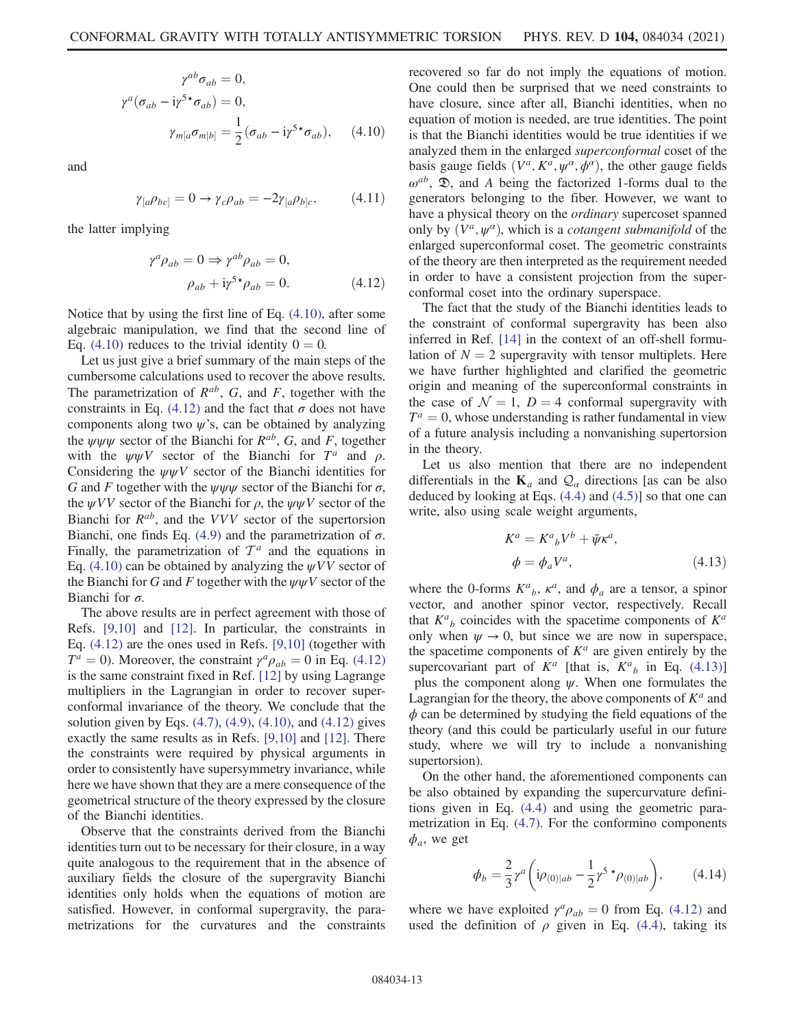$$
\begin{aligned}
&\gamma^{ab}\sigma_{ab} = 0, \\
&\gamma^{a}(\sigma_{ab} - \mathrm{i}\gamma^{5\star}\sigma_{ab}) = 0, \\
&\gamma_{m[a}\sigma_{m|b]} = \frac{1}{2}(\sigma_{ab} - \mathrm{i}\gamma^{5\star}\sigma_{ab}),
\end{aligned}
\tag{4.10}
$$

and

$$
\gamma_{[a}\rho_{bc]} = 0 \rightarrow \gamma_{c}\rho_{ab} = -2\gamma_{[a}\rho_{b]c}, \tag{4.11}
$$

the latter implying

$$
\begin{aligned}
&\gamma^{a}\rho_{ab} = 0 \Rightarrow \gamma^{ab}\rho_{ab} = 0, \\
&\rho_{ab} + \mathrm{i}\gamma^{5\star}\rho_{ab} = 0.
\end{aligned}
\tag{4.12}
$$

Notice that by using the first line of Eq. (4.10), after some algebraic manipulation, we find that the second line of Eq. (4.10) reduces to the trivial identity $0 = 0$.

Let us just give a brief summary of the main steps of the cumbersome calculations used to recover the above results. The parametrization of $R^{ab}$, $G$, and $F$, together with the constraints in Eq. (4.12) and the fact that $\sigma$ does not have components along two $\psi$'s, can be obtained by analyzing the $\psi\psi\psi$ sector of the Bianchi for $R^{ab}$, $G$, and $F$, together with the $\psi\psi V$ sector of the Bianchi for $T^a$ and $\rho$. Considering the $\psi\psi V$ sector of the Bianchi identities for $G$ and $F$ together with the $\psi\psi\psi$ sector of the Bianchi for $\sigma$, the $\psi VV$ sector of the Bianchi for $\rho$, the $\psi\psi V$ sector of the Bianchi for $R^{ab}$, and the $VVV$ sector of the supertorsion Bianchi, one finds Eq. (4.9) and the parametrization of $\sigma$. Finally, the parametrization of $\mathcal{T}^a$ and the equations in Eq. (4.10) can be obtained by analyzing the $\psi VV$ sector of the Bianchi for $G$ and $F$ together with the $\psi\psi V$ sector of the Bianchi for $\sigma$.

The above results are in perfect agreement with those of Refs. [9,10] and [12]. In particular, the constraints in Eq. (4.12) are the ones used in Refs. [9,10] (together with $T^a = 0$). Moreover, the constraint $\gamma^a\rho_{ab} = 0$ in Eq. (4.12) is the same constraint fixed in Ref. [12] by using Lagrange multipliers in the Lagrangian in order to recover superconformal invariance of the theory. We conclude that the solution given by Eqs. (4.7), (4.9), (4.10), and (4.12) gives exactly the same results as in Refs. [9,10] and [12]. There the constraints were required by physical arguments in order to consistently have supersymmetry invariance, while here we have shown that they are a mere consequence of the geometrical structure of the theory expressed by the closure of the Bianchi identities.

Observe that the constraints derived from the Bianchi identities turn out to be necessary for their closure, in a way quite analogous to the requirement that in the absence of auxiliary fields the closure of the supergravity Bianchi identities only holds when the equations of motion are satisfied. However, in conformal supergravity, the parametrizations for the curvatures and the constraints recovered so far do not imply the equations of motion. One could then be surprised that we need constraints to have closure, since after all, Bianchi identities, when no equation of motion is needed, are true identities. The point is that the Bianchi identities would be true identities if we analyzed them in the enlarged *superconformal* coset of the basis gauge fields $(V^a, K^a, \psi^\alpha, \phi^\alpha)$, the other gauge fields $\omega^{ab}$, $\mathfrak{D}$, and $A$ being the factorized 1-forms dual to the generators belonging to the fiber. However, we want to have a physical theory on the *ordinary* supercoset spanned only by $(V^a, \psi^\alpha)$, which is a *cotangent submanifold* of the enlarged superconformal coset. The geometric constraints of the theory are then interpreted as the requirement needed in order to have a consistent projection from the superconformal coset into the ordinary superspace.

The fact that the study of the Bianchi identities leads to the constraint of conformal supergravity has been also inferred in Ref. [14] in the context of an off-shell formulation of $N = 2$ supergravity with tensor multiplets. Here we have further highlighted and clarified the geometric origin and meaning of the superconformal constraints in the case of $\mathcal{N} = 1$, $D = 4$ conformal supergravity with $T^a = 0$, whose understanding is rather fundamental in view of a future analysis including a nonvanishing supertorsion in the theory.

Let us also mention that there are no independent differentials in the $\mathbf{K}_a$ and $\mathcal{Q}_\alpha$ directions [as can be also deduced by looking at Eqs. (4.4) and (4.5)] so that one can write, also using scale weight arguments,

$$
\begin{aligned}
&K^a = K^a{}_b V^b + \bar{\psi}\kappa^a, \\
&\phi = \phi_a V^a,
\end{aligned}
\tag{4.13}
$$

where the 0-forms $K^a{}_b$, $\kappa^a$, and $\phi_a$ are a tensor, a spinor vector, and another spinor vector, respectively. Recall that $K^a{}_b$ coincides with the spacetime components of $K^a$ only when $\psi \rightarrow 0$, but since we are now in superspace, the spacetime components of $K^a$ are given entirely by the supercovariant part of $K^a$ [that is, $K^a{}_b$ in Eq. (4.13)] plus the component along $\psi$. When one formulates the Lagrangian for the theory, the above components of $K^a$ and $\phi$ can be determined by studying the field equations of the theory (and this could be particularly useful in our future study, where we will try to include a nonvanishing supertorsion).

On the other hand, the aforementioned components can be also obtained by expanding the supercurvature definitions given in Eq. (4.4) and using the geometric parametrization in Eq. (4.7). For the conformino components $\phi_a$, we get

$$
\phi_b = \frac{2}{3}\gamma^a\left(\mathrm{i}\rho_{(0)|ab} - \frac{1}{2}\gamma^{5\,\star}\rho_{(0)|ab}\right), \tag{4.14}
$$

where we have exploited $\gamma^a\rho_{ab} = 0$ from Eq. (4.12) and used the definition of $\rho$ given in Eq. (4.4), taking its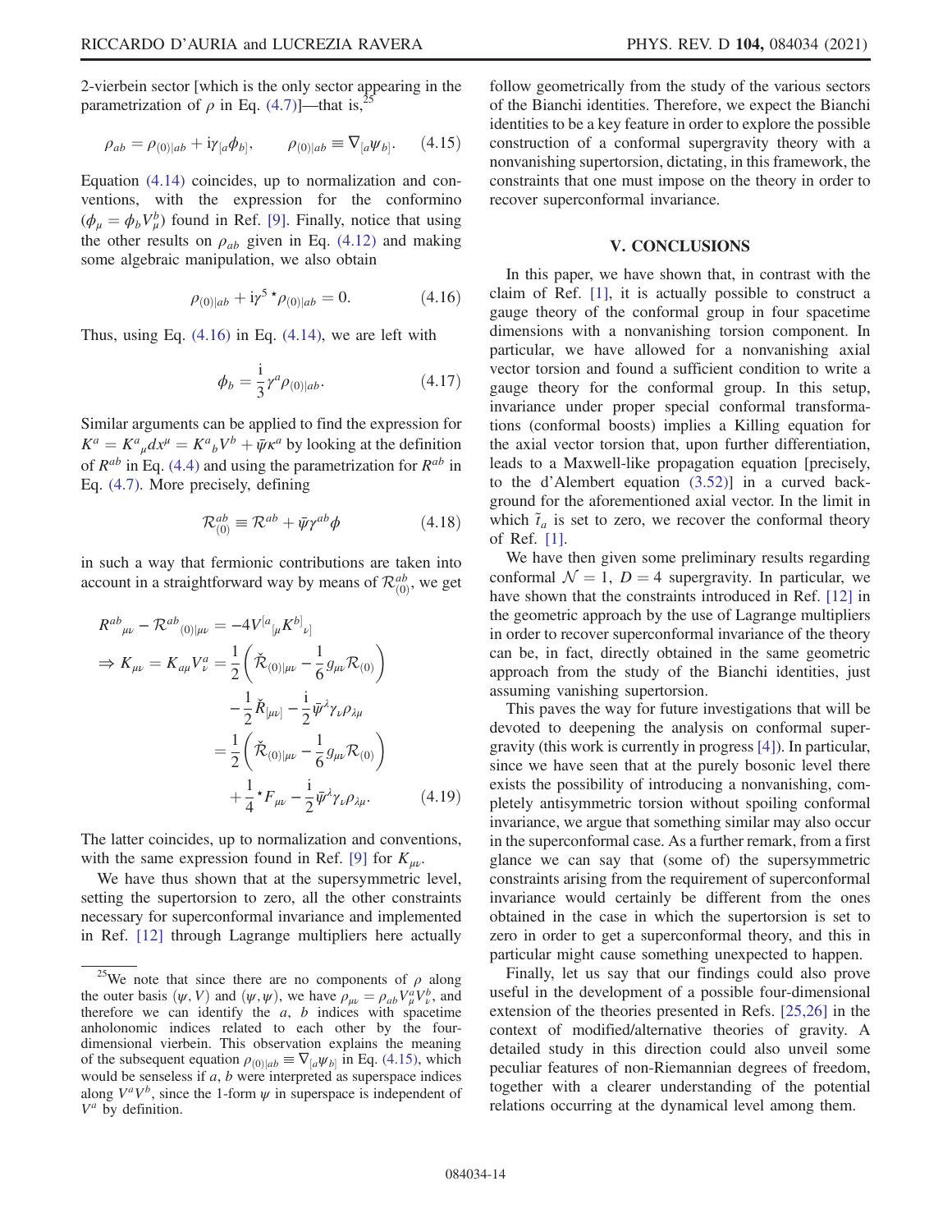2-vierbein sector [which is the only sector appearing in the parametrization of $\rho$ in Eq. (4.7)]—that is,[25]

$$\rho_{ab} = \rho_{(0)|ab} + \mathrm{i}\gamma_{[a}\phi_{b]}, \qquad \rho_{(0)|ab} \equiv \nabla_{[a}\psi_{b]}. \tag{4.15}$$

Equation (4.14) coincides, up to normalization and conventions, with the expression for the conformino ($\phi_\mu = \phi_b V^b_\mu$) found in Ref. [9]. Finally, notice that using the other results on $\rho_{ab}$ given in Eq. (4.12) and making some algebraic manipulation, we also obtain

$$\rho_{(0)|ab} + \mathrm{i}\gamma^5\, {}^\star\rho_{(0)|ab} = 0. \tag{4.16}$$

Thus, using Eq. (4.16) in Eq. (4.14), we are left with

$$\phi_b = \frac{\mathrm{i}}{3}\gamma^a \rho_{(0)|ab}. \tag{4.17}$$

Similar arguments can be applied to find the expression for $K^a = K^a{}_\mu dx^\mu = K^a{}_b V^b + \bar{\psi}\kappa^a$ by looking at the definition of $R^{ab}$ in Eq. (4.4) and using the parametrization for $R^{ab}$ in Eq. (4.7). More precisely, defining

$$\mathcal{R}^{ab}_{(0)} \equiv \mathcal{R}^{ab} + \bar{\psi}\gamma^{ab}\phi \tag{4.18}$$

in such a way that fermionic contributions are taken into account in a straightforward way by means of $\mathcal{R}^{ab}_{(0)}$, we get

$$\begin{aligned}
R^{ab}{}_{\mu\nu} - \mathcal{R}^{ab}{}_{(0)|\mu\nu} &= -4V^{[a}{}_{[\mu}K^{b]}{}_{\nu]} \\
\Rightarrow K_{\mu\nu} = K_{a\mu}V^a_\nu &= \frac{1}{2}\left(\check{\mathcal{R}}_{(0)|\mu\nu} - \frac{1}{6}g_{\mu\nu}\mathcal{R}_{(0)}\right) \\
&\quad - \frac{1}{2}\check{R}_{[\mu\nu]} - \frac{\mathrm{i}}{2}\bar{\psi}^\lambda\gamma_\nu\rho_{\lambda\mu} \\
&= \frac{1}{2}\left(\check{\mathcal{R}}_{(0)|\mu\nu} - \frac{1}{6}g_{\mu\nu}\mathcal{R}_{(0)}\right) \\
&\quad + \frac{1}{4}{}^\star F_{\mu\nu} - \frac{\mathrm{i}}{2}\bar{\psi}^\lambda\gamma_\nu\rho_{\lambda\mu}.
\end{aligned} \tag{4.19}$$

The latter coincides, up to normalization and conventions, with the same expression found in Ref. [9] for $K_{\mu\nu}$.

We have thus shown that at the supersymmetric level, setting the supertorsion to zero, all the other constraints necessary for superconformal invariance and implemented in Ref. [12] through Lagrange multipliers here actually follow geometrically from the study of the various sectors of the Bianchi identities. Therefore, we expect the Bianchi identities to be a key feature in order to explore the possible construction of a conformal supergravity theory with a nonvanishing supertorsion, dictating, in this framework, the constraints that one must impose on the theory in order to recover superconformal invariance.

## V. CONCLUSIONS

In this paper, we have shown that, in contrast with the claim of Ref. [1], it is actually possible to construct a gauge theory of the conformal group in four spacetime dimensions with a nonvanishing torsion component. In particular, we have allowed for a nonvanishing axial vector torsion and found a sufficient condition to write a gauge theory for the conformal group. In this setup, invariance under proper special conformal transformations (conformal boosts) implies a Killing equation for the axial vector torsion that, upon further differentiation, leads to a Maxwell-like propagation equation [precisely, to the d'Alembert equation (3.52)] in a curved background for the aforementioned axial vector. In the limit in which $\tilde{t}_a$ is set to zero, we recover the conformal theory of Ref. [1].

We have then given some preliminary results regarding conformal $\mathcal{N}=1$, $D=4$ supergravity. In particular, we have shown that the constraints introduced in Ref. [12] in the geometric approach by the use of Lagrange multipliers in order to recover superconformal invariance of the theory can be, in fact, directly obtained in the same geometric approach from the study of the Bianchi identities, just assuming vanishing supertorsion.

This paves the way for future investigations that will be devoted to deepening the analysis on conformal supergravity (this work is currently in progress [4]). In particular, since we have seen that at the purely bosonic level there exists the possibility of introducing a nonvanishing, completely antisymmetric torsion without spoiling conformal invariance, we argue that something similar may also occur in the superconformal case. As a further remark, from a first glance we can say that (some of) the supersymmetric constraints arising from the requirement of superconformal invariance would certainly be different from the ones obtained in the case in which the supertorsion is set to zero in order to get a superconformal theory, and this in particular might cause something unexpected to happen.

Finally, let us say that our findings could also prove useful in the development of a possible four-dimensional extension of the theories presented in Refs. [25,26] in the context of modified/alternative theories of gravity. A detailed study in this direction could also unveil some peculiar features of non-Riemannian degrees of freedom, together with a clearer understanding of the potential relations occurring at the dynamical level among them.

---

[25] We note that since there are no components of $\rho$ along the outer basis $(\psi, V)$ and $(\psi, \psi)$, we have $\rho_{\mu\nu} = \rho_{ab}V^a_\mu V^b_\nu$, and therefore we can identify the $a$, $b$ indices with spacetime anholonomic indices related to each other by the four-dimensional vierbein. This observation explains the meaning of the subsequent equation $\rho_{(0)|ab} \equiv \nabla_{[a}\psi_{b]}$ in Eq. (4.15), which would be senseless if $a$, $b$ were interpreted as superspace indices along $V^a V^b$, since the 1-form $\psi$ in superspace is independent of $V^a$ by definition.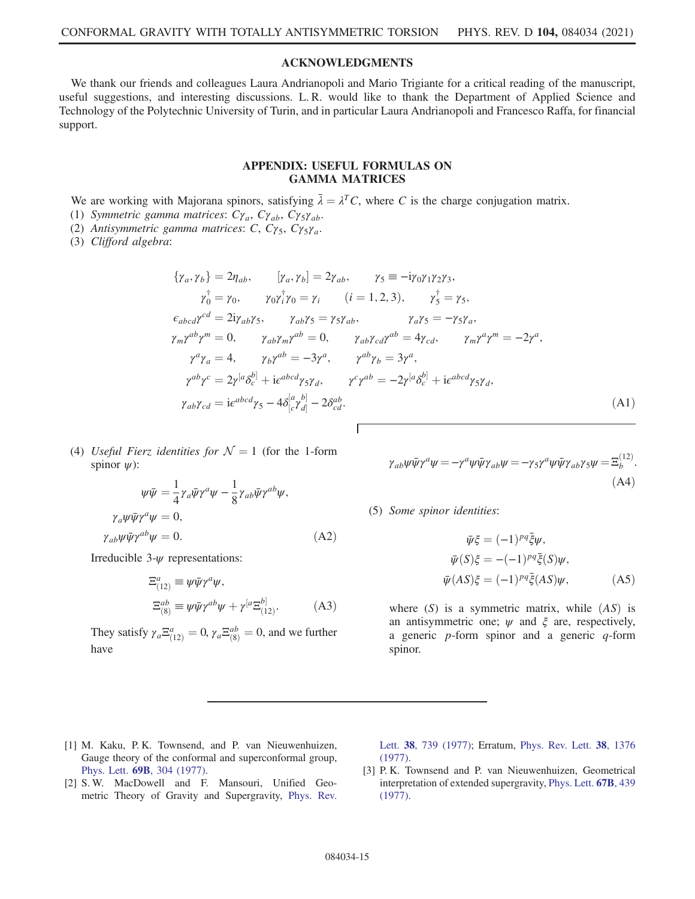## ACKNOWLEDGMENTS

We thank our friends and colleagues Laura Andrianopoli and Mario Trigiante for a critical reading of the manuscript, useful suggestions, and interesting discussions. L. R. would like to thank the Department of Applied Science and Technology of the Polytechnic University of Turin, and in particular Laura Andrianopoli and Francesco Raffa, for financial support.

## APPENDIX: USEFUL FORMULAS ON GAMMA MATRICES

We are working with Majorana spinors, satisfying $\bar{\lambda} = \lambda^T C$, where $C$ is the charge conjugation matrix.

(1) *Symmetric gamma matrices*: $C\gamma_a$, $C\gamma_{ab}$, $C\gamma_5\gamma_{ab}$.

(2) *Antisymmetric gamma matrices*: $C$, $C\gamma_5$, $C\gamma_5\gamma_a$.

(3) *Clifford algebra*:

$$
\begin{gathered}
\{\gamma_a, \gamma_b\} = 2\eta_{ab}, \qquad [\gamma_a, \gamma_b] = 2\gamma_{ab}, \qquad \gamma_5 \equiv -\mathrm{i}\gamma_0\gamma_1\gamma_2\gamma_3, \\
\gamma_0^\dagger = \gamma_0, \qquad \gamma_0\gamma_i^\dagger\gamma_0 = \gamma_i \qquad (i = 1,2,3), \qquad \gamma_5^\dagger = \gamma_5, \\
\epsilon_{abcd}\gamma^{cd} = 2\mathrm{i}\gamma_{ab}\gamma_5, \qquad \gamma_{ab}\gamma_5 = \gamma_5\gamma_{ab}, \qquad \gamma_a\gamma_5 = -\gamma_5\gamma_a, \\
\gamma_m\gamma^{ab}\gamma^m = 0, \qquad \gamma_{ab}\gamma_m\gamma^{ab} = 0, \qquad \gamma_{ab}\gamma_{cd}\gamma^{ab} = 4\gamma_{cd}, \qquad \gamma_m\gamma^a\gamma^m = -2\gamma^a, \\
\gamma^a\gamma_a = 4, \qquad \gamma_b\gamma^{ab} = -3\gamma^a, \qquad \gamma^{ab}\gamma_b = 3\gamma^a, \\
\gamma^{ab}\gamma^c = 2\gamma^{[a}\delta^{b]}_c + \mathrm{i}\epsilon^{abcd}\gamma_5\gamma_d, \qquad \gamma^c\gamma^{ab} = -2\gamma^{[a}\delta^{b]}_c + \mathrm{i}\epsilon^{abcd}\gamma_5\gamma_d, \\
\gamma_{ab}\gamma_{cd} = \mathrm{i}\epsilon^{abcd}\gamma_5 - 4\delta^{[a}_{[c}\gamma^{b]}_{d]} - 2\delta^{ab}_{cd}.
\end{gathered} \tag{A1}
$$

(4) *Useful Fierz identities for $\mathcal{N} = 1$* (for the 1-form spinor $\psi$):

$$
\begin{aligned}
\psi\bar{\psi} &= \frac{1}{4}\gamma_a\bar{\psi}\gamma^a\psi - \frac{1}{8}\gamma_{ab}\bar{\psi}\gamma^{ab}\psi, \\
\gamma_a\psi\bar{\psi}\gamma^a\psi &= 0, \\
\gamma_{ab}\psi\bar{\psi}\gamma^{ab}\psi &= 0.
\end{aligned} \tag{A2}
$$

Irreducible 3-$\psi$ representations:

$$
\begin{aligned}
\Xi^a_{(12)} &\equiv \psi\bar{\psi}\gamma^a\psi, \\
\Xi^{ab}_{(8)} &\equiv \psi\bar{\psi}\gamma^{ab}\psi + \gamma^{[a}\Xi^{b]}_{(12)}.
\end{aligned} \tag{A3}
$$

They satisfy $\gamma_a\Xi^a_{(12)} = 0$, $\gamma_a\Xi^{ab}_{(8)} = 0$, and we further have

$$
\gamma_{ab}\psi\bar{\psi}\gamma^a\psi = -\gamma^a\psi\bar{\psi}\gamma_{ab}\psi = -\gamma_5\gamma^a\psi\bar{\psi}\gamma_{ab}\gamma_5\psi = \Xi^{(12)}_b. \tag{A4}
$$

(5) *Some spinor identities*:

$$
\begin{aligned}
\bar{\psi}\xi &= (-1)^{pq}\bar{\xi}\psi, \\
\bar{\psi}(S)\xi &= -(-1)^{pq}\bar{\xi}(S)\psi, \\
\bar{\psi}(AS)\xi &= (-1)^{pq}\bar{\xi}(AS)\psi,
\end{aligned} \tag{A5}
$$

where $(S)$ is a symmetric matrix, while $(AS)$ is an antisymmetric one; $\psi$ and $\xi$ are, respectively, a generic $p$-form spinor and a generic $q$-form spinor.

---

[1] M. Kaku, P. K. Townsend, and P. van Nieuwenhuizen, Gauge theory of the conformal and superconformal group, Phys. Lett. **69B**, 304 (1977).

[2] S. W. MacDowell and F. Mansouri, Unified Geometric Theory of Gravity and Supergravity, Phys. Rev. Lett. **38**, 739 (1977); Erratum, Phys. Rev. Lett. **38**, 1376 (1977).

[3] P. K. Townsend and P. van Nieuwenhuizen, Geometrical interpretation of extended supergravity, Phys. Lett. **67B**, 439 (1977).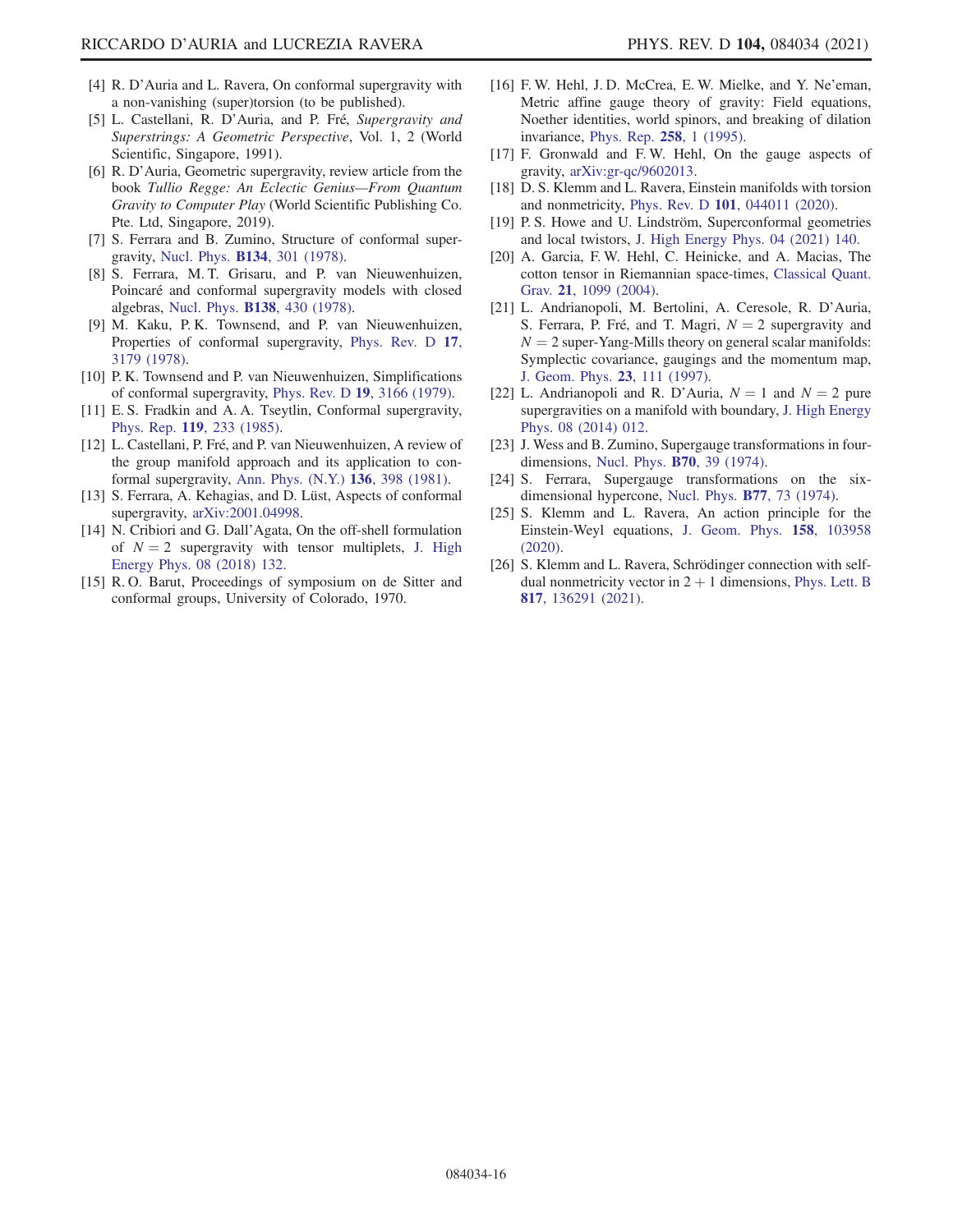[4] R. D'Auria and L. Ravera, On conformal supergravity with a non-vanishing (super)torsion (to be published).

[5] L. Castellani, R. D'Auria, and P. Fré, *Supergravity and Superstrings: A Geometric Perspective*, Vol. 1, 2 (World Scientific, Singapore, 1991).

[6] R. D'Auria, Geometric supergravity, review article from the book *Tullio Regge: An Eclectic Genius—From Quantum Gravity to Computer Play* (World Scientific Publishing Co. Pte. Ltd, Singapore, 2019).

[7] S. Ferrara and B. Zumino, Structure of conformal supergravity, Nucl. Phys. **B134**, 301 (1978).

[8] S. Ferrara, M. T. Grisaru, and P. van Nieuwenhuizen, Poincaré and conformal supergravity models with closed algebras, Nucl. Phys. **B138**, 430 (1978).

[9] M. Kaku, P. K. Townsend, and P. van Nieuwenhuizen, Properties of conformal supergravity, Phys. Rev. D **17**, 3179 (1978).

[10] P. K. Townsend and P. van Nieuwenhuizen, Simplifications of conformal supergravity, Phys. Rev. D **19**, 3166 (1979).

[11] E. S. Fradkin and A. A. Tseytlin, Conformal supergravity, Phys. Rep. **119**, 233 (1985).

[12] L. Castellani, P. Fré, and P. van Nieuwenhuizen, A review of the group manifold approach and its application to conformal supergravity, Ann. Phys. (N.Y.) **136**, 398 (1981).

[13] S. Ferrara, A. Kehagias, and D. Lüst, Aspects of conformal supergravity, arXiv:2001.04998.

[14] N. Cribiori and G. Dall'Agata, On the off-shell formulation of $N = 2$ supergravity with tensor multiplets, J. High Energy Phys. 08 (2018) 132.

[15] R. O. Barut, Proceedings of symposium on de Sitter and conformal groups, University of Colorado, 1970.

[16] F. W. Hehl, J. D. McCrea, E. W. Mielke, and Y. Ne'eman, Metric affine gauge theory of gravity: Field equations, Noether identities, world spinors, and breaking of dilation invariance, Phys. Rep. **258**, 1 (1995).

[17] F. Gronwald and F. W. Hehl, On the gauge aspects of gravity, arXiv:gr-qc/9602013.

[18] D. S. Klemm and L. Ravera, Einstein manifolds with torsion and nonmetricity, Phys. Rev. D **101**, 044011 (2020).

[19] P. S. Howe and U. Lindström, Superconformal geometries and local twistors, J. High Energy Phys. 04 (2021) 140.

[20] A. Garcia, F. W. Hehl, C. Heinicke, and A. Macias, The cotton tensor in Riemannian space-times, Classical Quant. Grav. **21**, 1099 (2004).

[21] L. Andrianopoli, M. Bertolini, A. Ceresole, R. D'Auria, S. Ferrara, P. Fré, and T. Magri, $N = 2$ supergravity and $N = 2$ super-Yang-Mills theory on general scalar manifolds: Symplectic covariance, gaugings and the momentum map, J. Geom. Phys. **23**, 111 (1997).

[22] L. Andrianopoli and R. D'Auria, $N = 1$ and $N = 2$ pure supergravities on a manifold with boundary, J. High Energy Phys. 08 (2014) 012.

[23] J. Wess and B. Zumino, Supergauge transformations in four-dimensions, Nucl. Phys. **B70**, 39 (1974).

[24] S. Ferrara, Supergauge transformations on the six-dimensional hypercone, Nucl. Phys. **B77**, 73 (1974).

[25] S. Klemm and L. Ravera, An action principle for the Einstein-Weyl equations, J. Geom. Phys. **158**, 103958 (2020).

[26] S. Klemm and L. Ravera, Schrödinger connection with self-dual nonmetricity vector in $2 + 1$ dimensions, Phys. Lett. B **817**, 136291 (2021).